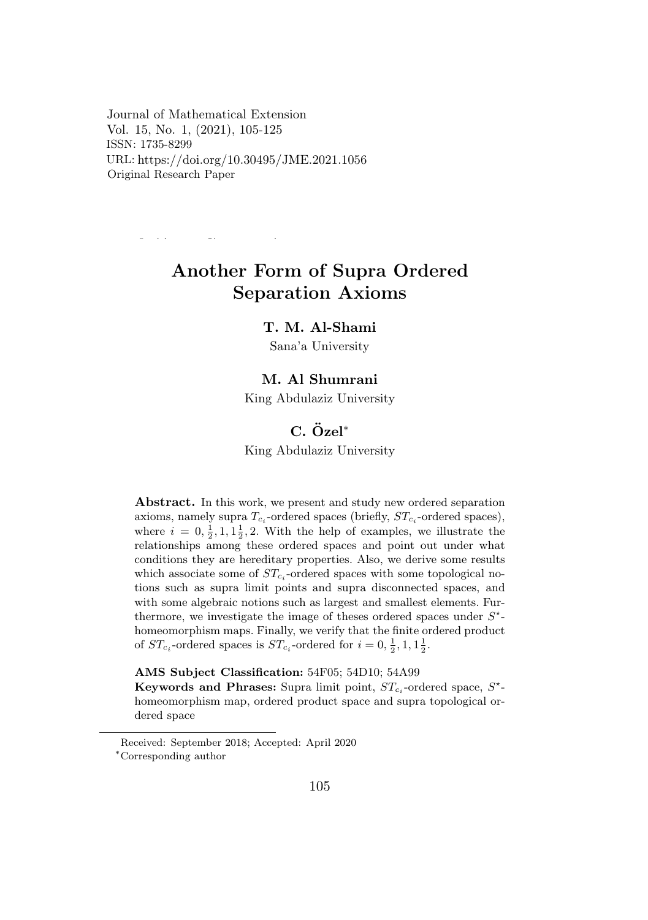Journal of Mathematical Extension
Vol. 15, No. 1, (2021), 105-125
ISSN: 1735-8299
URL: https://doi.org/10.30495/JME.2021.1056
Original Research Paper

# Another Form of Supra Ordered Separation Axioms

**T. M. Al-Shami**
Sana'a University

**M. Al Shumrani**
King Abdulaziz University

**C. Özel**[*]
King Abdulaziz University

**Abstract.** In this work, we present and study new ordered separation axioms, namely supra $T_{c_i}$-ordered spaces (briefly, $ST_{c_i}$-ordered spaces), where $i = 0, \frac{1}{2}, 1, 1\frac{1}{2}, 2$. With the help of examples, we illustrate the relationships among these ordered spaces and point out under what conditions they are hereditary properties. Also, we derive some results which associate some of $ST_{c_i}$-ordered spaces with some topological notions such as supra limit points and supra disconnected spaces, and with some algebraic notions such as largest and smallest elements. Furthermore, we investigate the image of theses ordered spaces under $S^{\star}$-homeomorphism maps. Finally, we verify that the finite ordered product of $ST_{c_i}$-ordered spaces is $ST_{c_i}$-ordered for $i = 0, \frac{1}{2}, 1, 1\frac{1}{2}$.

**AMS Subject Classification:** 54F05; 54D10; 54A99
**Keywords and Phrases:** Supra limit point, $ST_{c_i}$-ordered space, $S^{\star}$-homeomorphism map, ordered product space and supra topological ordered space

Received: September 2018; Accepted: April 2020
[*]Corresponding author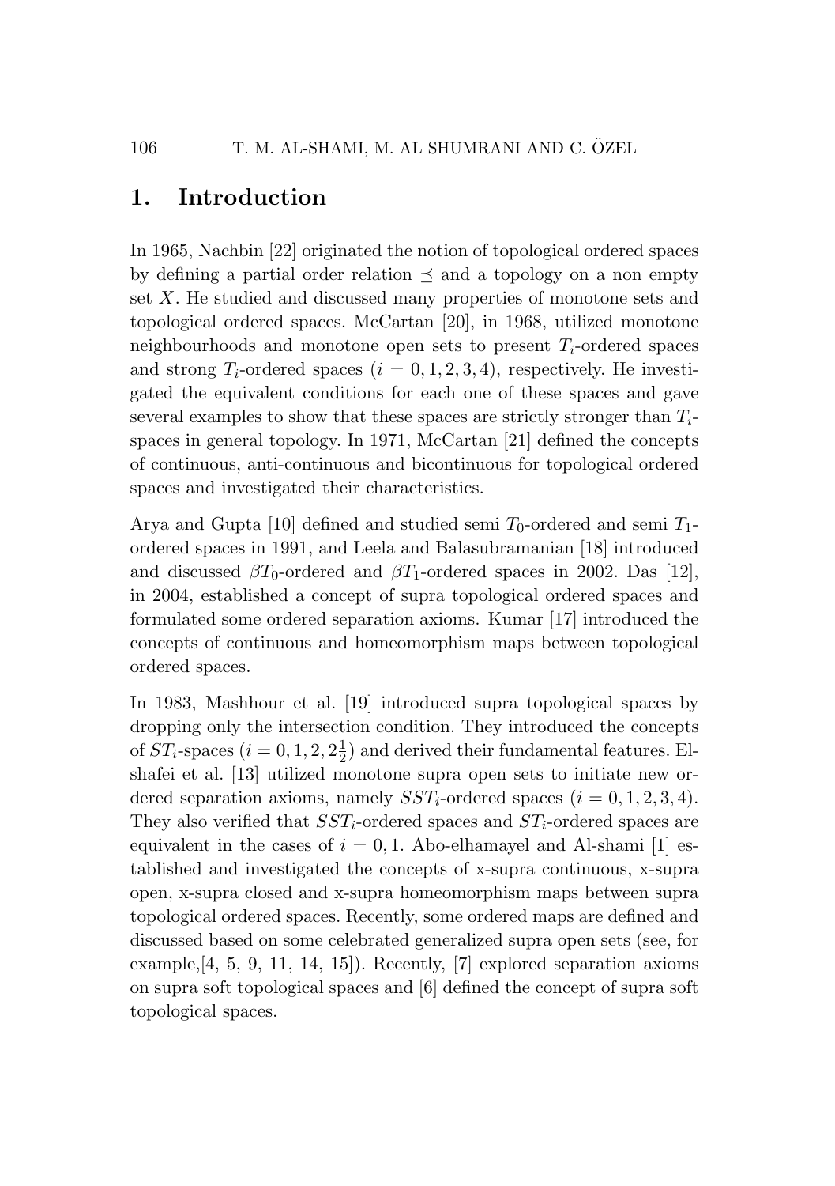## 1. Introduction

In 1965, Nachbin [22] originated the notion of topological ordered spaces by defining a partial order relation $\preceq$ and a topology on a non empty set $X$. He studied and discussed many properties of monotone sets and topological ordered spaces. McCartan [20], in 1968, utilized monotone neighbourhoods and monotone open sets to present $T_i$-ordered spaces and strong $T_i$-ordered spaces ($i = 0, 1, 2, 3, 4$), respectively. He investigated the equivalent conditions for each one of these spaces and gave several examples to show that these spaces are strictly stronger than $T_i$-spaces in general topology. In 1971, McCartan [21] defined the concepts of continuous, anti-continuous and bicontinuous for topological ordered spaces and investigated their characteristics.

Arya and Gupta [10] defined and studied semi $T_0$-ordered and semi $T_1$-ordered spaces in 1991, and Leela and Balasubramanian [18] introduced and discussed $\beta T_0$-ordered and $\beta T_1$-ordered spaces in 2002. Das [12], in 2004, established a concept of supra topological ordered spaces and formulated some ordered separation axioms. Kumar [17] introduced the concepts of continuous and homeomorphism maps between topological ordered spaces.

In 1983, Mashhour et al. [19] introduced supra topological spaces by dropping only the intersection condition. They introduced the concepts of $ST_i$-spaces ($i = 0, 1, 2, 2\frac{1}{2}$) and derived their fundamental features. El-shafei et al. [13] utilized monotone supra open sets to initiate new ordered separation axioms, namely $SST_i$-ordered spaces ($i = 0, 1, 2, 3, 4$). They also verified that $SST_i$-ordered spaces and $ST_i$-ordered spaces are equivalent in the cases of $i = 0, 1$. Abo-elhamayel and Al-shami [1] established and investigated the concepts of x-supra continuous, x-supra open, x-supra closed and x-supra homeomorphism maps between supra topological ordered spaces. Recently, some ordered maps are defined and discussed based on some celebrated generalized supra open sets (see, for example,[4, 5, 9, 11, 14, 15]). Recently, [7] explored separation axioms on supra soft topological spaces and [6] defined the concept of supra soft topological spaces.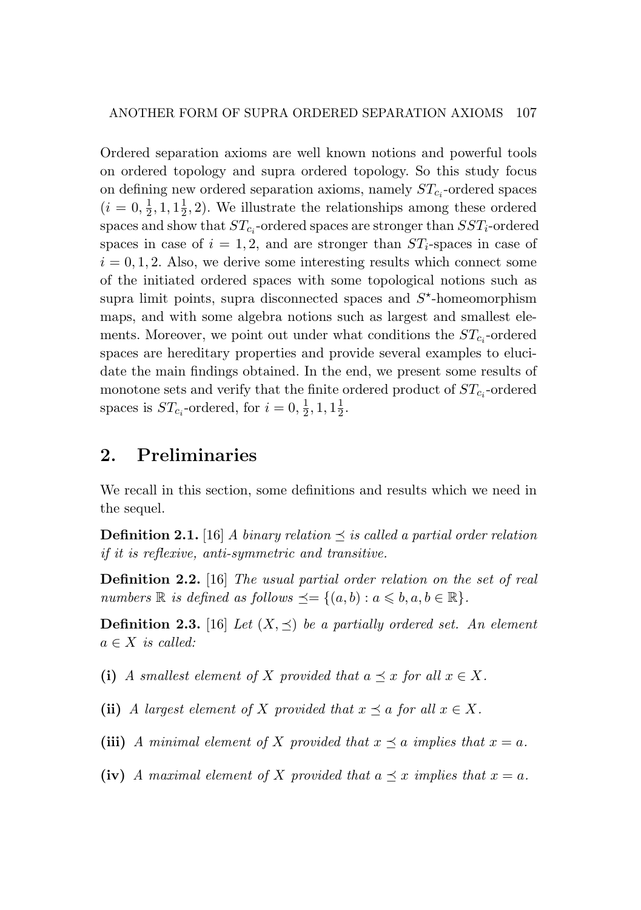Ordered separation axioms are well known notions and powerful tools on ordered topology and supra ordered topology. So this study focus on defining new ordered separation axioms, namely $ST_{c_i}$-ordered spaces ($i = 0, \frac{1}{2}, 1, 1\frac{1}{2}, 2$). We illustrate the relationships among these ordered spaces and show that $ST_{c_i}$-ordered spaces are stronger than $SST_i$-ordered spaces in case of $i = 1, 2$, and are stronger than $ST_i$-spaces in case of $i = 0, 1, 2$. Also, we derive some interesting results which connect some of the initiated ordered spaces with some topological notions such as supra limit points, supra disconnected spaces and $S^{\star}$-homeomorphism maps, and with some algebra notions such as largest and smallest elements. Moreover, we point out under what conditions the $ST_{c_i}$-ordered spaces are hereditary properties and provide several examples to elucidate the main findings obtained. In the end, we present some results of monotone sets and verify that the finite ordered product of $ST_{c_i}$-ordered spaces is $ST_{c_i}$-ordered, for $i = 0, \frac{1}{2}, 1, 1\frac{1}{2}$.

## 2. Preliminaries

We recall in this section, some definitions and results which we need in the sequel.

**Definition 2.1.** [16] *A binary relation $\preceq$ is called a partial order relation if it is reflexive, anti-symmetric and transitive.*

**Definition 2.2.** [16] *The usual partial order relation on the set of real numbers $\mathbb{R}$ is defined as follows $\preceq = \{(a, b) : a \leqslant b, a, b \in \mathbb{R}\}$.*

**Definition 2.3.** [16] *Let $(X, \preceq)$ be a partially ordered set. An element $a \in X$ is called:*

**(i)** *A smallest element of $X$ provided that $a \preceq x$ for all $x \in X$.*

**(ii)** *A largest element of $X$ provided that $x \preceq a$ for all $x \in X$.*

**(iii)** *A minimal element of $X$ provided that $x \preceq a$ implies that $x = a$.*

**(iv)** *A maximal element of $X$ provided that $a \preceq x$ implies that $x = a$.*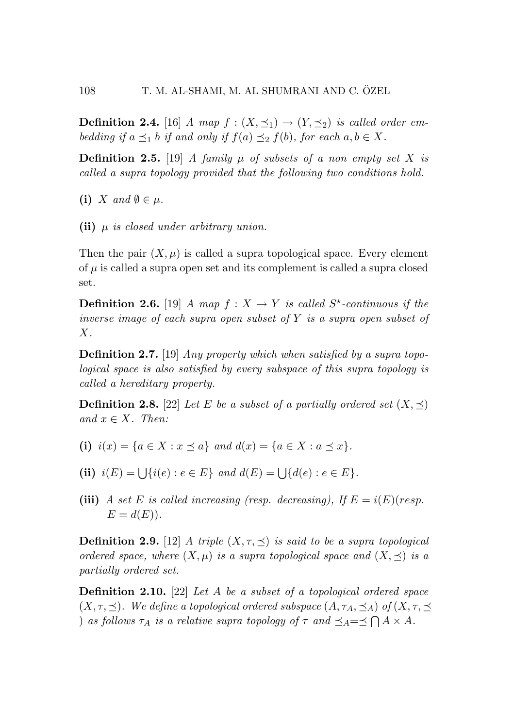**Definition 2.4.** [16] *A map $f : (X, \preceq_1) \to (Y, \preceq_2)$ is called order embedding if $a \preceq_1 b$ if and only if $f(a) \preceq_2 f(b)$, for each $a, b \in X$.*

**Definition 2.5.** [19] *A family $\mu$ of subsets of a non empty set $X$ is called a supra topology provided that the following two conditions hold.*

**(i)** *$X$ and $\emptyset \in \mu$.*

**(ii)** *$\mu$ is closed under arbitrary union.*

Then the pair $(X, \mu)$ is called a supra topological space. Every element of $\mu$ is called a supra open set and its complement is called a supra closed set.

**Definition 2.6.** [19] *A map $f : X \to Y$ is called $S^\star$-continuous if the inverse image of each supra open subset of $Y$ is a supra open subset of $X$.*

**Definition 2.7.** [19] *Any property which when satisfied by a supra topological space is also satisfied by every subspace of this supra topology is called a hereditary property.*

**Definition 2.8.** [22] *Let $E$ be a subset of a partially ordered set $(X, \preceq)$ and $x \in X$. Then:*

**(i)** *$i(x) = \{a \in X : x \preceq a\}$ and $d(x) = \{a \in X : a \preceq x\}$.*

**(ii)** *$i(E) = \bigcup\{i(e) : e \in E\}$ and $d(E) = \bigcup\{d(e) : e \in E\}$.*

**(iii)** *A set $E$ is called increasing (resp. decreasing), If $E = i(E)$(resp. $E = d(E)$).*

**Definition 2.9.** [12] *A triple $(X, \tau, \preceq)$ is said to be a supra topological ordered space, where $(X, \mu)$ is a supra topological space and $(X, \preceq)$ is a partially ordered set.*

**Definition 2.10.** [22] *Let $A$ be a subset of a topological ordered space $(X, \tau, \preceq)$. We define a topological ordered subspace $(A, \tau_A, \preceq_A)$ of $(X, \tau, \preceq)$ as follows $\tau_A$ is a relative supra topology of $\tau$ and $\preceq_A = \preceq \bigcap A \times A$.*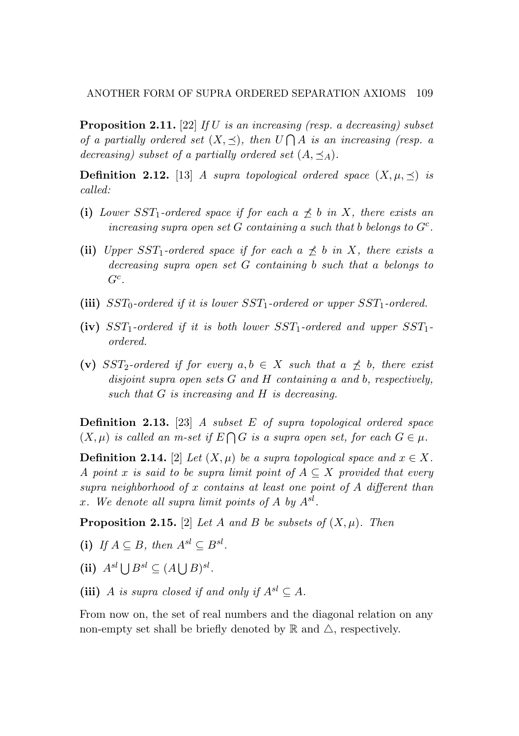**Proposition 2.11.** [22] *If $U$ is an increasing (resp. a decreasing) subset of a partially ordered set $(X, \preceq)$, then $U \bigcap A$ is an increasing (resp. a decreasing) subset of a partially ordered set $(A, \preceq_A)$.*

**Definition 2.12.** [13] *A supra topological ordered space $(X, \mu, \preceq)$ is called:*

- **(i)** *Lower $SST_1$-ordered space if for each $a \npreceq b$ in $X$, there exists an increasing supra open set $G$ containing $a$ such that $b$ belongs to $G^c$.*
- **(ii)** *Upper $SST_1$-ordered space if for each $a \npreceq b$ in $X$, there exists a decreasing supra open set $G$ containing $b$ such that $a$ belongs to $G^c$.*
- **(iii)** *$SST_0$-ordered if it is lower $SST_1$-ordered or upper $SST_1$-ordered.*
- **(iv)** *$SST_1$-ordered if it is both lower $SST_1$-ordered and upper $SST_1$-ordered.*
- **(v)** *$SST_2$-ordered if for every $a, b \in X$ such that $a \npreceq b$, there exist disjoint supra open sets $G$ and $H$ containing $a$ and $b$, respectively, such that $G$ is increasing and $H$ is decreasing.*

**Definition 2.13.** [23] *A subset $E$ of supra topological ordered space $(X, \mu)$ is called an m-set if $E \bigcap G$ is a supra open set, for each $G \in \mu$.*

**Definition 2.14.** [2] *Let $(X, \mu)$ be a supra topological space and $x \in X$. A point $x$ is said to be supra limit point of $A \subseteq X$ provided that every supra neighborhood of $x$ contains at least one point of $A$ different than $x$. We denote all supra limit points of $A$ by $A^{sl}$.*

**Proposition 2.15.** [2] *Let $A$ and $B$ be subsets of $(X, \mu)$. Then*

- **(i)** *If $A \subseteq B$, then $A^{sl} \subseteq B^{sl}$.*
- **(ii)** $A^{sl} \bigcup B^{sl} \subseteq (A \bigcup B)^{sl}$.
- **(iii)** *$A$ is supra closed if and only if $A^{sl} \subseteq A$.*

From now on, the set of real numbers and the diagonal relation on any non-empty set shall be briefly denoted by $\mathbb{R}$ and $\triangle$, respectively.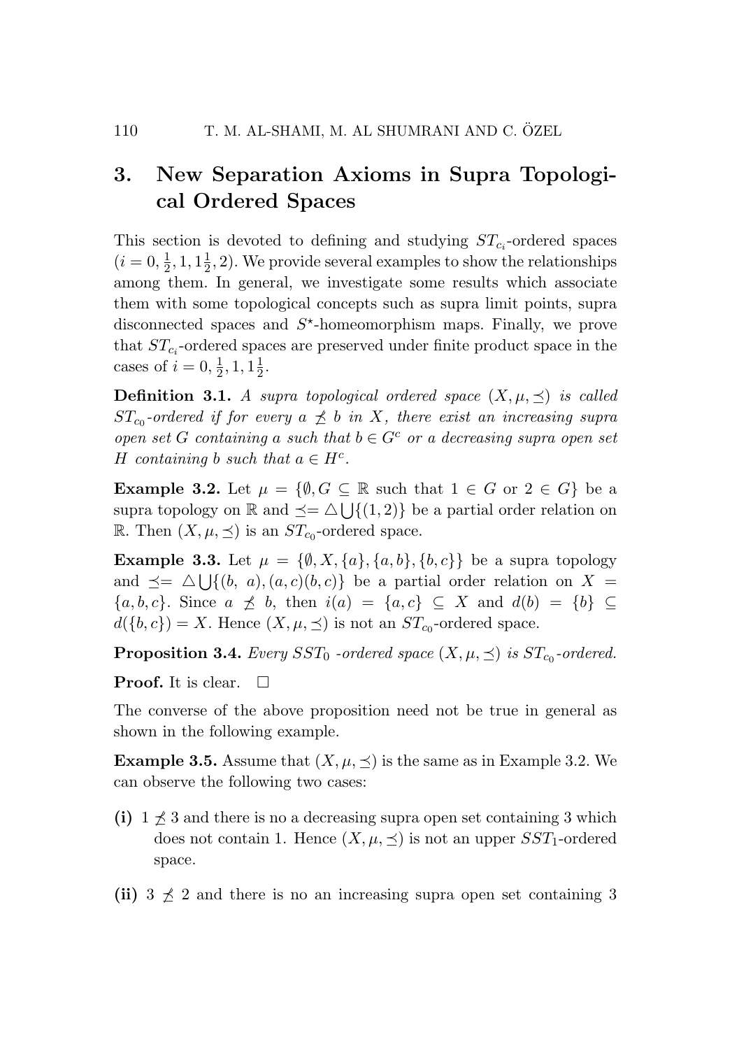## 3. New Separation Axioms in Supra Topological Ordered Spaces

This section is devoted to defining and studying $ST_{c_i}$-ordered spaces ($i = 0, \frac{1}{2}, 1, 1\frac{1}{2}, 2$). We provide several examples to show the relationships among them. In general, we investigate some results which associate them with some topological concepts such as supra limit points, supra disconnected spaces and $S^{\star}$-homeomorphism maps. Finally, we prove that $ST_{c_i}$-ordered spaces are preserved under finite product space in the cases of $i = 0, \frac{1}{2}, 1, 1\frac{1}{2}$.

**Definition 3.1.** *A supra topological ordered space $(X, \mu, \preceq)$ is called $ST_{c_0}$-ordered if for every $a \not\preceq b$ in $X$, there exist an increasing supra open set $G$ containing $a$ such that $b \in G^c$ or a decreasing supra open set $H$ containing $b$ such that $a \in H^c$.*

**Example 3.2.** Let $\mu = \{\emptyset, G \subseteq \mathbb{R}$ such that $1 \in G$ or $2 \in G\}$ be a supra topology on $\mathbb{R}$ and $\preceq = \triangle \bigcup \{(1, 2)\}$ be a partial order relation on $\mathbb{R}$. Then $(X, \mu, \preceq)$ is an $ST_{c_0}$-ordered space.

**Example 3.3.** Let $\mu = \{\emptyset, X, \{a\}, \{a, b\}, \{b, c\}\}$ be a supra topology and $\preceq = \triangle \bigcup \{(b,\ a), (a, c)(b, c)\}$ be a partial order relation on $X = \{a, b, c\}$. Since $a \not\preceq b$, then $i(a) = \{a, c\} \subseteq X$ and $d(b) = \{b\} \subseteq d(\{b, c\}) = X$. Hence $(X, \mu, \preceq)$ is not an $ST_{c_0}$-ordered space.

**Proposition 3.4.** *Every $SST_0$ -ordered space $(X, \mu, \preceq)$ is $ST_{c_0}$-ordered.*

**Proof.** It is clear. $\square$

The converse of the above proposition need not be true in general as shown in the following example.

**Example 3.5.** Assume that $(X, \mu, \preceq)$ is the same as in Example 3.2. We can observe the following two cases:

**(i)** $1 \not\preceq 3$ and there is no a decreasing supra open set containing 3 which does not contain 1. Hence $(X, \mu, \preceq)$ is not an upper $SST_1$-ordered space.

**(ii)** $3 \not\preceq 2$ and there is no an increasing supra open set containing 3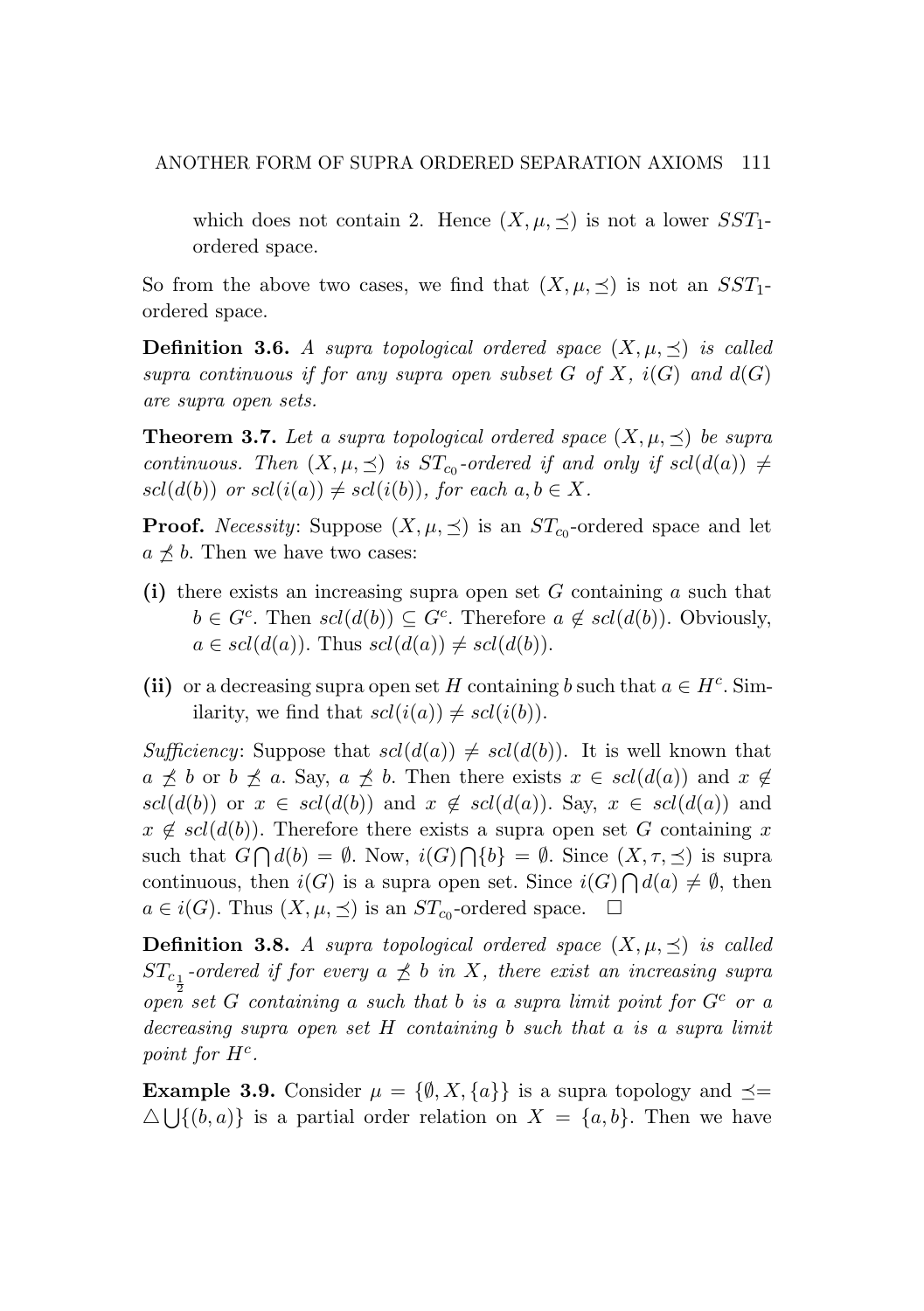which does not contain 2. Hence $(X, \mu, \preceq)$ is not a lower $SST_1$-ordered space.

So from the above two cases, we find that $(X, \mu, \preceq)$ is not an $SST_1$-ordered space.

**Definition 3.6.** *A supra topological ordered space $(X, \mu, \preceq)$ is called supra continuous if for any supra open subset $G$ of $X$, $i(G)$ and $d(G)$ are supra open sets.*

**Theorem 3.7.** *Let a supra topological ordered space $(X, \mu, \preceq)$ be supra continuous. Then $(X, \mu, \preceq)$ is $ST_{c_0}$-ordered if and only if $scl(d(a)) \neq scl(d(b))$ or $scl(i(a)) \neq scl(i(b))$, for each $a, b \in X$.*

**Proof.** *Necessity*: Suppose $(X, \mu, \preceq)$ is an $ST_{c_0}$-ordered space and let $a \npreceq b$. Then we have two cases:

**(i)** there exists an increasing supra open set $G$ containing $a$ such that $b \in G^c$. Then $scl(d(b)) \subseteq G^c$. Therefore $a \notin scl(d(b))$. Obviously, $a \in scl(d(a))$. Thus $scl(d(a)) \neq scl(d(b))$.

**(ii)** or a decreasing supra open set $H$ containing $b$ such that $a \in H^c$. Similarity, we find that $scl(i(a)) \neq scl(i(b))$.

*Sufficiency*: Suppose that $scl(d(a)) \neq scl(d(b))$. It is well known that $a \npreceq b$ or $b \npreceq a$. Say, $a \npreceq b$. Then there exists $x \in scl(d(a))$ and $x \notin scl(d(b))$ or $x \in scl(d(b))$ and $x \notin scl(d(a))$. Say, $x \in scl(d(a))$ and $x \notin scl(d(b))$. Therefore there exists a supra open set $G$ containing $x$ such that $G \bigcap d(b) = \emptyset$. Now, $i(G) \bigcap \{b\} = \emptyset$. Since $(X, \tau, \preceq)$ is supra continuous, then $i(G)$ is a supra open set. Since $i(G) \bigcap d(a) \neq \emptyset$, then $a \in i(G)$. Thus $(X, \mu, \preceq)$ is an $ST_{c_0}$-ordered space. $\square$

**Definition 3.8.** *A supra topological ordered space $(X, \mu, \preceq)$ is called $ST_{c_{\frac{1}{2}}}$-ordered if for every $a \npreceq b$ in $X$, there exist an increasing supra open set $G$ containing $a$ such that $b$ is a supra limit point for $G^c$ or a decreasing supra open set $H$ containing $b$ such that $a$ is a supra limit point for $H^c$.*

**Example 3.9.** Consider $\mu = \{\emptyset, X, \{a\}\}$ is a supra topology and $\preceq = \triangle \bigcup \{(b, a)\}$ is a partial order relation on $X = \{a, b\}$. Then we have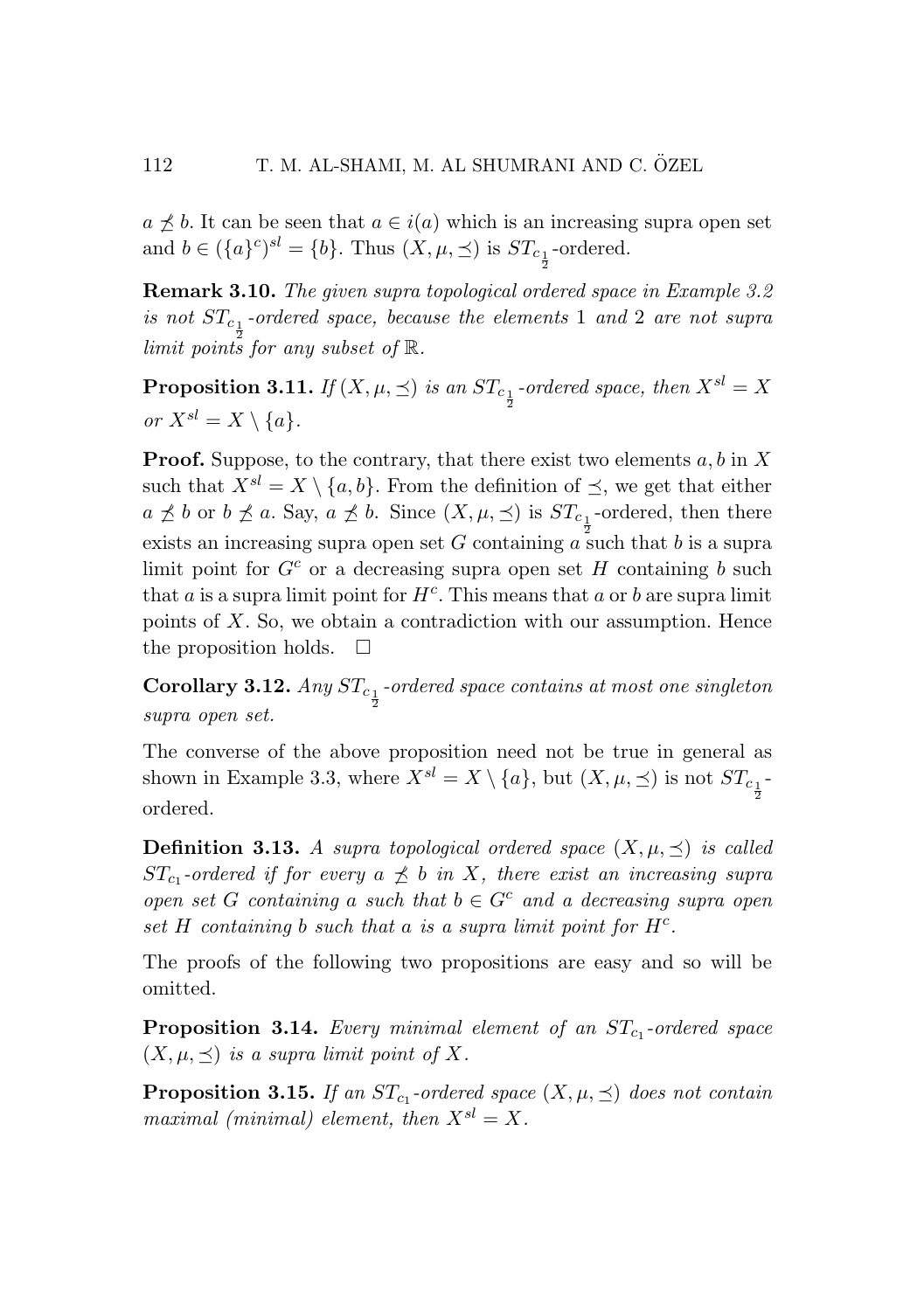$a \not\preceq b$. It can be seen that $a \in i(a)$ which is an increasing supra open set and $b \in (\{a\}^c)^{sl} = \{b\}$. Thus $(X, \mu, \preceq)$ is $ST_{c_{\frac{1}{2}}}$-ordered.

**Remark 3.10.** *The given supra topological ordered space in Example 3.2 is not $ST_{c_{\frac{1}{2}}}$-ordered space, because the elements 1 and 2 are not supra limit points for any subset of $\mathbb{R}$.*

**Proposition 3.11.** *If $(X, \mu, \preceq)$ is an $ST_{c_{\frac{1}{2}}}$-ordered space, then $X^{sl} = X$ or $X^{sl} = X \setminus \{a\}$.*

**Proof.** Suppose, to the contrary, that there exist two elements $a, b$ in $X$ such that $X^{sl} = X \setminus \{a, b\}$. From the definition of $\preceq$, we get that either $a \not\preceq b$ or $b \not\preceq a$. Say, $a \not\preceq b$. Since $(X, \mu, \preceq)$ is $ST_{c_{\frac{1}{2}}}$-ordered, then there exists an increasing supra open set $G$ containing $a$ such that $b$ is a supra limit point for $G^c$ or a decreasing supra open set $H$ containing $b$ such that $a$ is a supra limit point for $H^c$. This means that $a$ or $b$ are supra limit points of $X$. So, we obtain a contradiction with our assumption. Hence the proposition holds. $\square$

**Corollary 3.12.** *Any $ST_{c_{\frac{1}{2}}}$-ordered space contains at most one singleton supra open set.*

The converse of the above proposition need not be true in general as shown in Example 3.3, where $X^{sl} = X \setminus \{a\}$, but $(X, \mu, \preceq)$ is not $ST_{c_{\frac{1}{2}}}$-ordered.

**Definition 3.13.** *A supra topological ordered space $(X, \mu, \preceq)$ is called $ST_{c_1}$-ordered if for every $a \not\preceq b$ in $X$, there exist an increasing supra open set $G$ containing $a$ such that $b \in G^c$ and a decreasing supra open set $H$ containing $b$ such that $a$ is a supra limit point for $H^c$.*

The proofs of the following two propositions are easy and so will be omitted.

**Proposition 3.14.** *Every minimal element of an $ST_{c_1}$-ordered space $(X, \mu, \preceq)$ is a supra limit point of $X$.*

**Proposition 3.15.** *If an $ST_{c_1}$-ordered space $(X, \mu, \preceq)$ does not contain maximal (minimal) element, then $X^{sl} = X$.*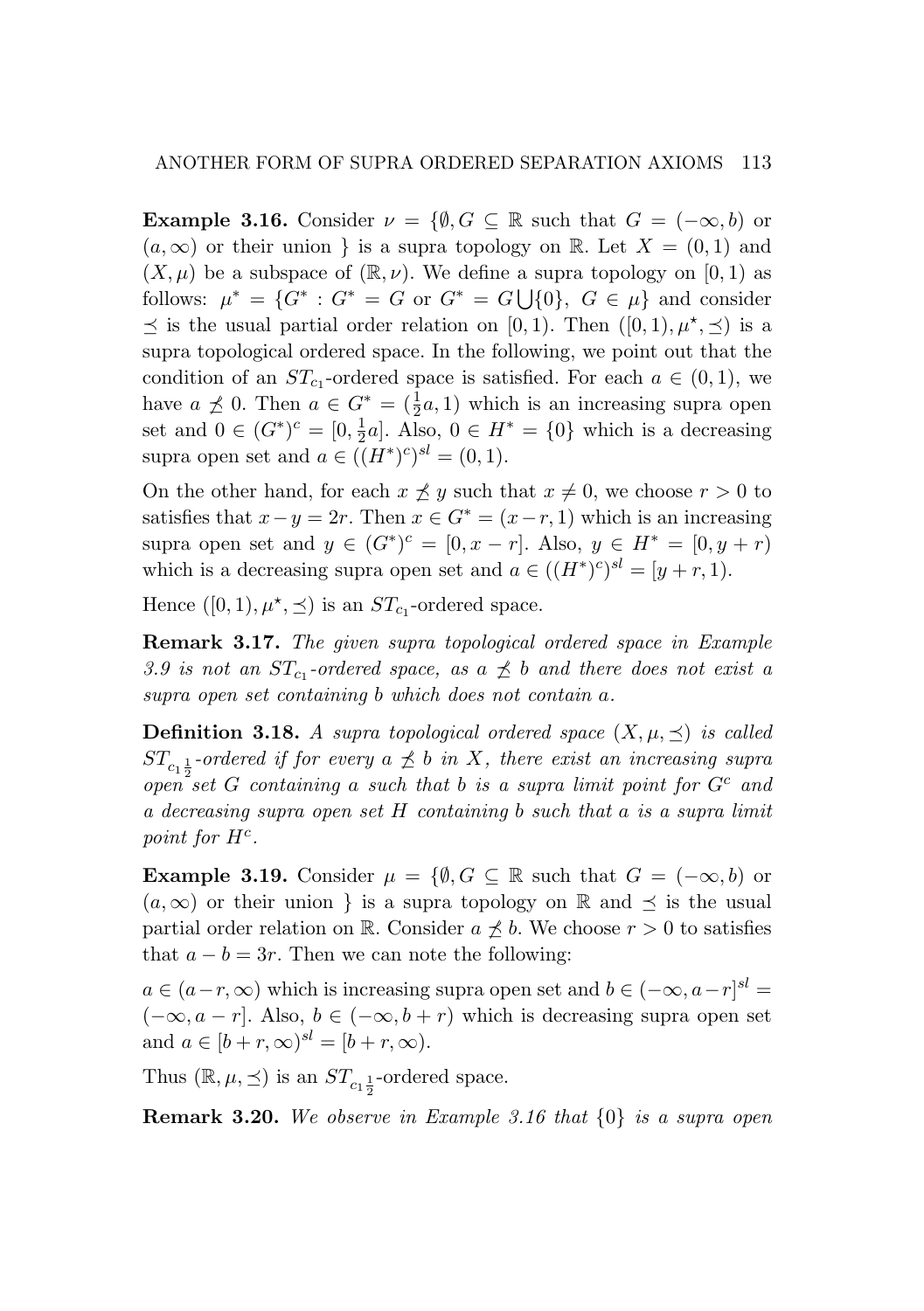**Example 3.16.** Consider $\nu = \{\emptyset, G \subseteq \mathbb{R}$ such that $G = (-\infty, b)$ or $(a, \infty)$ or their union $\}$ is a supra topology on $\mathbb{R}$. Let $X = (0,1)$ and $(X, \mu)$ be a subspace of $(\mathbb{R}, \nu)$. We define a supra topology on $[0,1)$ as follows: $\mu^* = \{G^* : G^* = G$ or $G^* = G \bigcup \{0\},\ G \in \mu\}$ and consider $\preceq$ is the usual partial order relation on $[0,1)$. Then $([0,1), \mu^\star, \preceq)$ is a supra topological ordered space. In the following, we point out that the condition of an $ST_{c_1}$-ordered space is satisfied. For each $a \in (0,1)$, we have $a \not\preceq 0$. Then $a \in G^* = (\frac{1}{2}a, 1)$ which is an increasing supra open set and $0 \in (G^*)^c = [0, \frac{1}{2}a]$. Also, $0 \in H^* = \{0\}$ which is a decreasing supra open set and $a \in ((H^*)^c)^{sl} = (0,1)$.

On the other hand, for each $x \not\preceq y$ such that $x \neq 0$, we choose $r > 0$ to satisfies that $x - y = 2r$. Then $x \in G^* = (x - r, 1)$ which is an increasing supra open set and $y \in (G^*)^c = [0, x - r]$. Also, $y \in H^* = [0, y + r)$ which is a decreasing supra open set and $a \in ((H^*)^c)^{sl} = [y + r, 1)$.

Hence $([0,1), \mu^\star, \preceq)$ is an $ST_{c_1}$-ordered space.

**Remark 3.17.** *The given supra topological ordered space in Example 3.9 is not an $ST_{c_1}$-ordered space, as $a \not\preceq b$ and there does not exist a supra open set containing $b$ which does not contain $a$.*

**Definition 3.18.** *A supra topological ordered space $(X, \mu, \preceq)$ is called $ST_{c_1\frac{1}{2}}$-ordered if for every $a \not\preceq b$ in $X$, there exist an increasing supra open set $G$ containing $a$ such that $b$ is a supra limit point for $G^c$ and a decreasing supra open set $H$ containing $b$ such that $a$ is a supra limit point for $H^c$.*

**Example 3.19.** Consider $\mu = \{\emptyset, G \subseteq \mathbb{R}$ such that $G = (-\infty, b)$ or $(a, \infty)$ or their union $\}$ is a supra topology on $\mathbb{R}$ and $\preceq$ is the usual partial order relation on $\mathbb{R}$. Consider $a \not\preceq b$. We choose $r > 0$ to satisfies that $a - b = 3r$. Then we can note the following:

$a \in (a - r, \infty)$ which is increasing supra open set and $b \in (-\infty, a - r]^{sl} = (-\infty, a - r]$. Also, $b \in (-\infty, b + r)$ which is decreasing supra open set and $a \in [b + r, \infty)^{sl} = [b + r, \infty)$.

Thus $(\mathbb{R}, \mu, \preceq)$ is an $ST_{c_1\frac{1}{2}}$-ordered space.

**Remark 3.20.** *We observe in Example 3.16 that $\{0\}$ is a supra open*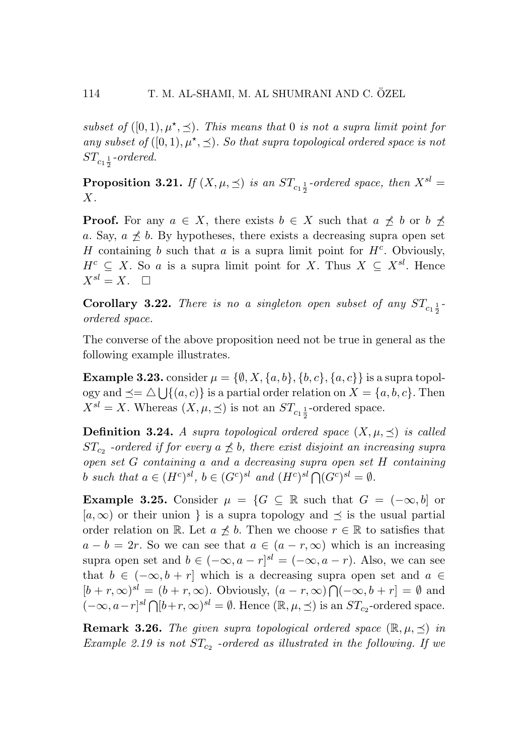*subset of $([0,1),\mu^\star,\preceq)$. This means that $0$ is not a supra limit point for any subset of $([0,1),\mu^\star,\preceq)$. So that supra topological ordered space is not $ST_{c_1\frac{1}{2}}$-ordered.*

**Proposition 3.21.** *If $(X,\mu,\preceq)$ is an $ST_{c_1\frac{1}{2}}$-ordered space, then $X^{sl}=X$.*

**Proof.** For any $a\in X$, there exists $b\in X$ such that $a\not\preceq b$ or $b\not\preceq a$. Say, $a\not\preceq b$. By hypotheses, there exists a decreasing supra open set $H$ containing $b$ such that $a$ is a supra limit point for $H^c$. Obviously, $H^c\subseteq X$. So $a$ is a supra limit point for $X$. Thus $X\subseteq X^{sl}$. Hence $X^{sl}=X$. $\square$

**Corollary 3.22.** *There is no a singleton open subset of any $ST_{c_1\frac{1}{2}}$-ordered space.*

The converse of the above proposition need not be true in general as the following example illustrates.

**Example 3.23.** consider $\mu=\{\emptyset,X,\{a,b\},\{b,c\},\{a,c\}\}$ is a supra topology and $\preceq=\triangle\bigcup\{(a,c)\}$ is a partial order relation on $X=\{a,b,c\}$. Then $X^{sl}=X$. Whereas $(X,\mu,\preceq)$ is not an $ST_{c_1\frac{1}{2}}$-ordered space.

**Definition 3.24.** *A supra topological ordered space $(X,\mu,\preceq)$ is called $ST_{c_2}$ -ordered if for every $a\not\preceq b$, there exist disjoint an increasing supra open set $G$ containing $a$ and a decreasing supra open set $H$ containing $b$ such that $a\in(H^c)^{sl}$, $b\in(G^c)^{sl}$ and $(H^c)^{sl}\bigcap(G^c)^{sl}=\emptyset$.*

**Example 3.25.** Consider $\mu=\{G\subseteq\mathbb{R}$ such that $G=(-\infty,b]$ or $[a,\infty)$ or their union $\}$ is a supra topology and $\preceq$ is the usual partial order relation on $\mathbb{R}$. Let $a\not\preceq b$. Then we choose $r\in\mathbb{R}$ to satisfies that $a-b=2r$. So we can see that $a\in(a-r,\infty)$ which is an increasing supra open set and $b\in(-\infty,a-r]^{sl}=(-\infty,a-r)$. Also, we can see that $b\in(-\infty,b+r]$ which is a decreasing supra open set and $a\in[b+r,\infty)^{sl}=(b+r,\infty)$. Obviously, $(a-r,\infty)\bigcap(-\infty,b+r]=\emptyset$ and $(-\infty,a-r]^{sl}\bigcap[b+r,\infty)^{sl}=\emptyset$. Hence $(\mathbb{R},\mu,\preceq)$ is an $ST_{c_2}$-ordered space.

**Remark 3.26.** *The given supra topological ordered space $(\mathbb{R},\mu,\preceq)$ in Example 2.19 is not $ST_{c_2}$ -ordered as illustrated in the following. If we*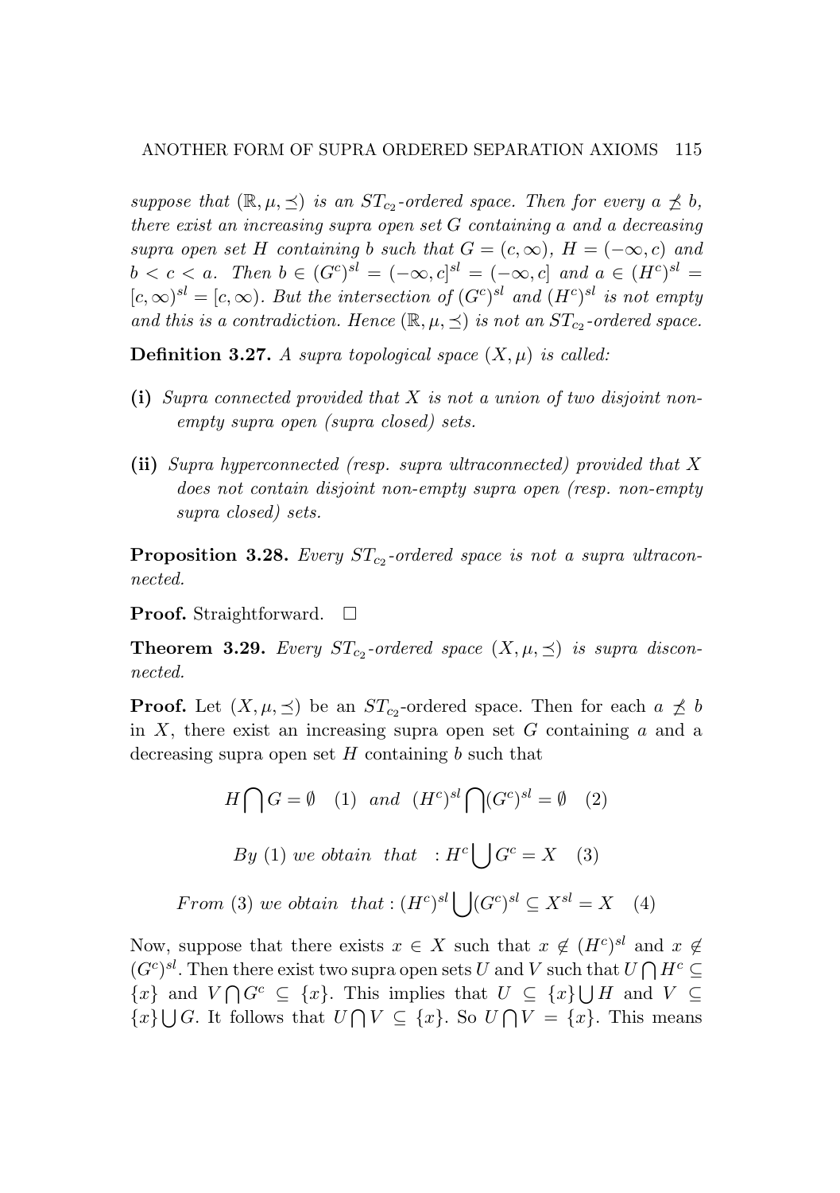*suppose that $(\mathbb{R}, \mu, \preceq)$ is an $ST_{c_2}$-ordered space. Then for every $a \npreceq b$, there exist an increasing supra open set $G$ containing $a$ and a decreasing supra open set $H$ containing $b$ such that $G = (c, \infty)$, $H = (-\infty, c)$ and $b < c < a$. Then $b \in (G^c)^{sl} = (-\infty, c]^{sl} = (-\infty, c]$ and $a \in (H^c)^{sl} = [c, \infty)^{sl} = [c, \infty)$. But the intersection of $(G^c)^{sl}$ and $(H^c)^{sl}$ is not empty and this is a contradiction. Hence $(\mathbb{R}, \mu, \preceq)$ is not an $ST_{c_2}$-ordered space.*

**Definition 3.27.** *A supra topological space $(X, \mu)$ is called:*

**(i)** *Supra connected provided that $X$ is not a union of two disjoint non-empty supra open (supra closed) sets.*

**(ii)** *Supra hyperconnected (resp. supra ultraconnected) provided that $X$ does not contain disjoint non-empty supra open (resp. non-empty supra closed) sets.*

**Proposition 3.28.** *Every $ST_{c_2}$-ordered space is not a supra ultraconnected.*

**Proof.** Straightforward. $\square$

**Theorem 3.29.** *Every $ST_{c_2}$-ordered space $(X, \mu, \preceq)$ is supra disconnected.*

**Proof.** Let $(X, \mu, \preceq)$ be an $ST_{c_2}$-ordered space. Then for each $a \npreceq b$ in $X$, there exist an increasing supra open set $G$ containing $a$ and a decreasing supra open set $H$ containing $b$ such that

$$H \bigcap G = \emptyset \quad (1) \quad and \quad (H^c)^{sl} \bigcap (G^c)^{sl} = \emptyset \quad (2)$$

$$By\ (1)\ we\ obtain\ that \quad : H^c \bigcup G^c = X \quad (3)$$

$$From\ (3)\ we\ obtain\ that : (H^c)^{sl} \bigcup (G^c)^{sl} \subseteq X^{sl} = X \quad (4)$$

Now, suppose that there exists $x \in X$ such that $x \notin (H^c)^{sl}$ and $x \notin (G^c)^{sl}$. Then there exist two supra open sets $U$ and $V$ such that $U \bigcap H^c \subseteq \{x\}$ and $V \bigcap G^c \subseteq \{x\}$. This implies that $U \subseteq \{x\} \bigcup H$ and $V \subseteq \{x\} \bigcup G$. It follows that $U \bigcap V \subseteq \{x\}$. So $U \bigcap V = \{x\}$. This means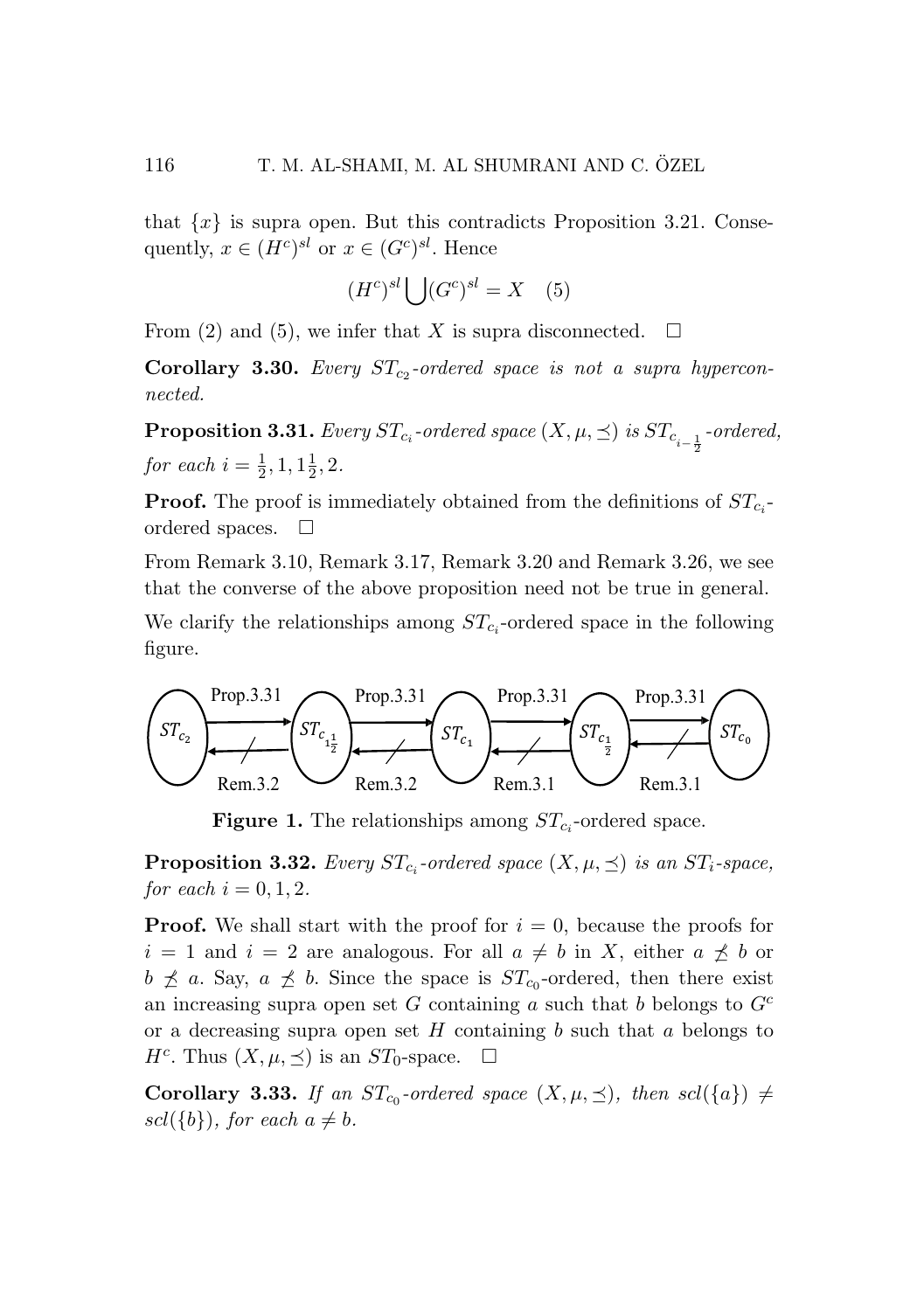that $\{x\}$ is supra open. But this contradicts Proposition 3.21. Consequently, $x \in (H^c)^{sl}$ or $x \in (G^c)^{sl}$. Hence

$$(H^c)^{sl} \bigcup (G^c)^{sl} = X \quad (5)$$

From (2) and (5), we infer that $X$ is supra disconnected. $\square$

**Corollary 3.30.** *Every $ST_{c_2}$-ordered space is not a supra hyperconnected.*

**Proposition 3.31.** *Every $ST_{c_i}$-ordered space $(X, \mu, \preceq)$ is $ST_{c_{i-\frac{1}{2}}}$-ordered, for each $i = \frac{1}{2}, 1, 1\frac{1}{2}, 2$.*

**Proof.** The proof is immediately obtained from the definitions of $ST_{c_i}$-ordered spaces. $\square$

From Remark 3.10, Remark 3.17, Remark 3.20 and Remark 3.26, we see that the converse of the above proposition need not be true in general.

We clarify the relationships among $ST_{c_i}$-ordered space in the following figure.

$ST_{c_2}$ —Prop.3.31→ $ST_{c_{1\frac{1}{2}}}$ —Prop.3.31→ $ST_{c_1}$ —Prop.3.31→ $ST_{c_{\frac{1}{2}}}$ —Prop.3.31→ $ST_{c_0}$ (converses fail: Rem.3.2, Rem.3.2, Rem.3.1, Rem.3.1)

**Figure 1.** The relationships among $ST_{c_i}$-ordered space.

**Proposition 3.32.** *Every $ST_{c_i}$-ordered space $(X, \mu, \preceq)$ is an $ST_i$-space, for each $i = 0, 1, 2$.*

**Proof.** We shall start with the proof for $i = 0$, because the proofs for $i = 1$ and $i = 2$ are analogous. For all $a \neq b$ in $X$, either $a \npreceq b$ or $b \npreceq a$. Say, $a \npreceq b$. Since the space is $ST_{c_0}$-ordered, then there exist an increasing supra open set $G$ containing $a$ such that $b$ belongs to $G^c$ or a decreasing supra open set $H$ containing $b$ such that $a$ belongs to $H^c$. Thus $(X, \mu, \preceq)$ is an $ST_0$-space. $\square$

**Corollary 3.33.** *If an $ST_{c_0}$-ordered space $(X, \mu, \preceq)$, then $scl(\{a\}) \neq scl(\{b\})$, for each $a \neq b$.*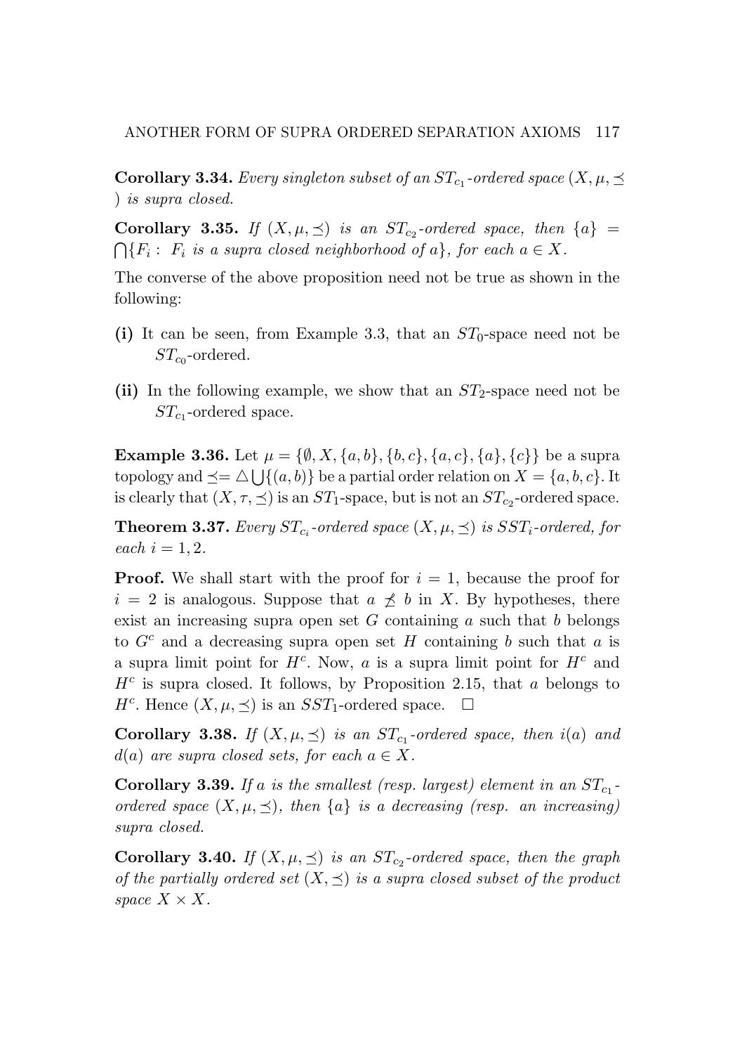**Corollary 3.34.** *Every singleton subset of an $ST_{c_1}$-ordered space $(X, \mu, \preceq)$ is supra closed.*

**Corollary 3.35.** *If $(X, \mu, \preceq)$ is an $ST_{c_2}$-ordered space, then $\{a\} = \bigcap\{F_i : F_i$ is a supra closed neighborhood of $a\}$, for each $a \in X$.*

The converse of the above proposition need not be true as shown in the following:

**(i)** It can be seen, from Example 3.3, that an $ST_0$-space need not be $ST_{c_0}$-ordered.

**(ii)** In the following example, we show that an $ST_2$-space need not be $ST_{c_1}$-ordered space.

**Example 3.36.** Let $\mu = \{\emptyset, X, \{a, b\}, \{b, c\}, \{a, c\}, \{a\}, \{c\}\}$ be a supra topology and $\preceq = \triangle \bigcup \{(a, b)\}$ be a partial order relation on $X = \{a, b, c\}$. It is clearly that $(X, \tau, \preceq)$ is an $ST_1$-space, but is not an $ST_{c_2}$-ordered space.

**Theorem 3.37.** *Every $ST_{c_i}$-ordered space $(X, \mu, \preceq)$ is $SST_i$-ordered, for each $i = 1, 2$.*

**Proof.** We shall start with the proof for $i = 1$, because the proof for $i = 2$ is analogous. Suppose that $a \not\preceq b$ in $X$. By hypotheses, there exist an increasing supra open set $G$ containing $a$ such that $b$ belongs to $G^c$ and a decreasing supra open set $H$ containing $b$ such that $a$ is a supra limit point for $H^c$. Now, $a$ is a supra limit point for $H^c$ and $H^c$ is supra closed. It follows, by Proposition 2.15, that $a$ belongs to $H^c$. Hence $(X, \mu, \preceq)$ is an $SST_1$-ordered space. $\square$

**Corollary 3.38.** *If $(X, \mu, \preceq)$ is an $ST_{c_1}$-ordered space, then $i(a)$ and $d(a)$ are supra closed sets, for each $a \in X$.*

**Corollary 3.39.** *If $a$ is the smallest (resp. largest) element in an $ST_{c_1}$-ordered space $(X, \mu, \preceq)$, then $\{a\}$ is a decreasing (resp. an increasing) supra closed.*

**Corollary 3.40.** *If $(X, \mu, \preceq)$ is an $ST_{c_2}$-ordered space, then the graph of the partially ordered set $(X, \preceq)$ is a supra closed subset of the product space $X \times X$.*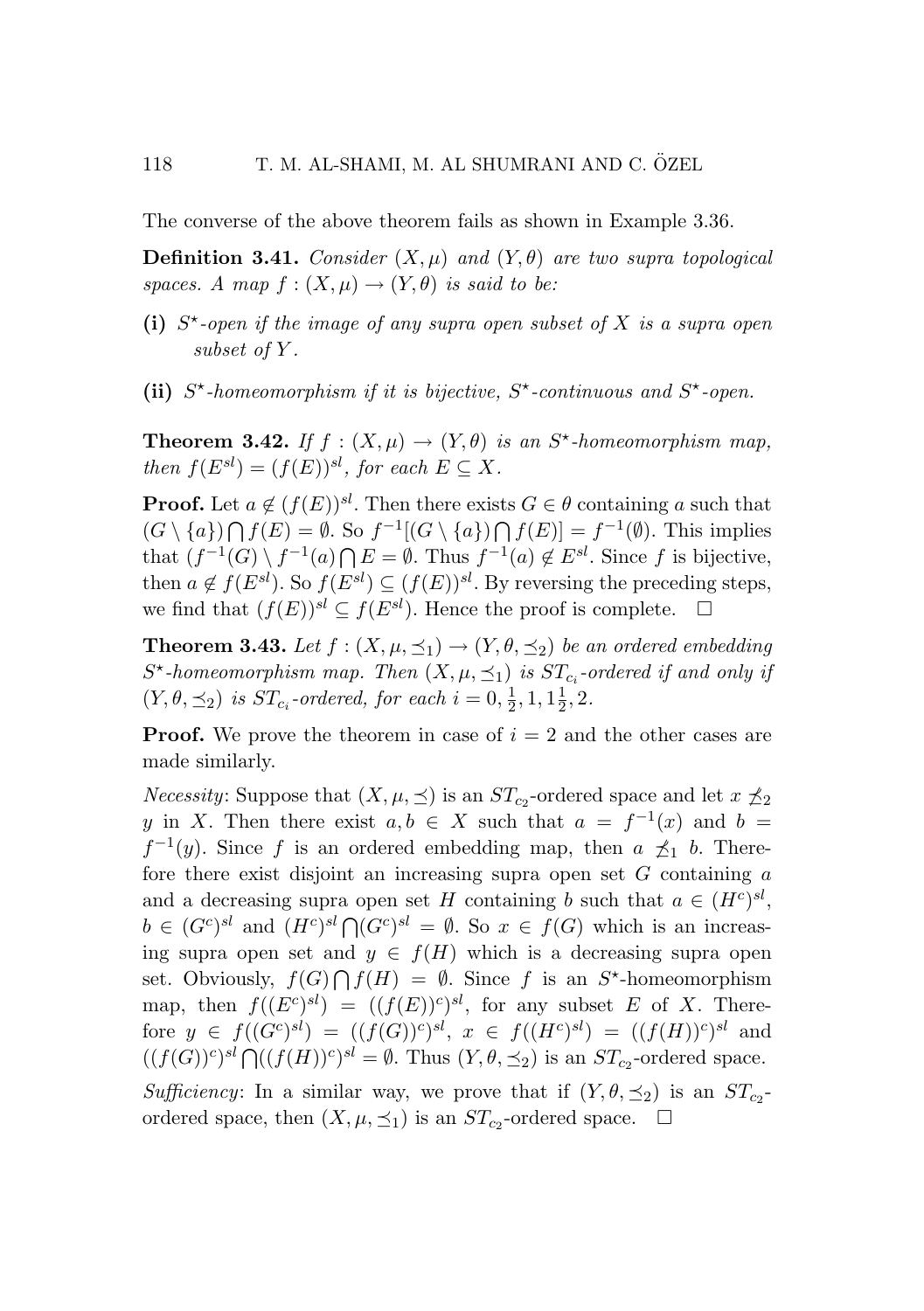The converse of the above theorem fails as shown in Example 3.36.

**Definition 3.41.** *Consider $(X, \mu)$ and $(Y, \theta)$ are two supra topological spaces. A map $f : (X, \mu) \to (Y, \theta)$ is said to be:*

**(i)** *$S^\star$-open if the image of any supra open subset of $X$ is a supra open subset of $Y$.*

**(ii)** *$S^\star$-homeomorphism if it is bijective, $S^\star$-continuous and $S^\star$-open.*

**Theorem 3.42.** *If $f : (X, \mu) \to (Y, \theta)$ is an $S^\star$-homeomorphism map, then $f(E^{sl}) = (f(E))^{sl}$, for each $E \subseteq X$.*

**Proof.** Let $a \notin (f(E))^{sl}$. Then there exists $G \in \theta$ containing $a$ such that $(G \setminus \{a\}) \bigcap f(E) = \emptyset$. So $f^{-1}[(G \setminus \{a\}) \bigcap f(E)] = f^{-1}(\emptyset)$. This implies that $(f^{-1}(G) \setminus f^{-1}(a) \bigcap E = \emptyset$. Thus $f^{-1}(a) \notin E^{sl}$. Since $f$ is bijective, then $a \notin f(E^{sl})$. So $f(E^{sl}) \subseteq (f(E))^{sl}$. By reversing the preceding steps, we find that $(f(E))^{sl} \subseteq f(E^{sl})$. Hence the proof is complete. $\square$

**Theorem 3.43.** *Let $f : (X, \mu, \preceq_1) \to (Y, \theta, \preceq_2)$ be an ordered embedding $S^\star$-homeomorphism map. Then $(X, \mu, \preceq_1)$ is $ST_{c_i}$-ordered if and only if $(Y, \theta, \preceq_2)$ is $ST_{c_i}$-ordered, for each $i = 0, \frac{1}{2}, 1, 1\frac{1}{2}, 2$.*

**Proof.** We prove the theorem in case of $i = 2$ and the other cases are made similarly.

*Necessity*: Suppose that $(X, \mu, \preceq)$ is an $ST_{c_2}$-ordered space and let $x \not\preceq_2 y$ in $X$. Then there exist $a, b \in X$ such that $a = f^{-1}(x)$ and $b = f^{-1}(y)$. Since $f$ is an ordered embedding map, then $a \not\preceq_1 b$. Therefore there exist disjoint an increasing supra open set $G$ containing $a$ and a decreasing supra open set $H$ containing $b$ such that $a \in (H^c)^{sl}$, $b \in (G^c)^{sl}$ and $(H^c)^{sl} \bigcap (G^c)^{sl} = \emptyset$. So $x \in f(G)$ which is an increasing supra open set and $y \in f(H)$ which is a decreasing supra open set. Obviously, $f(G) \bigcap f(H) = \emptyset$. Since $f$ is an $S^\star$-homeomorphism map, then $f((E^c)^{sl}) = ((f(E))^c)^{sl}$, for any subset $E$ of $X$. Therefore $y \in f((G^c)^{sl}) = ((f(G))^c)^{sl}$, $x \in f((H^c)^{sl}) = ((f(H))^c)^{sl}$ and $((f(G))^c)^{sl} \bigcap ((f(H))^c)^{sl} = \emptyset$. Thus $(Y, \theta, \preceq_2)$ is an $ST_{c_2}$-ordered space.

*Sufficiency*: In a similar way, we prove that if $(Y, \theta, \preceq_2)$ is an $ST_{c_2}$-ordered space, then $(X, \mu, \preceq_1)$ is an $ST_{c_2}$-ordered space. $\square$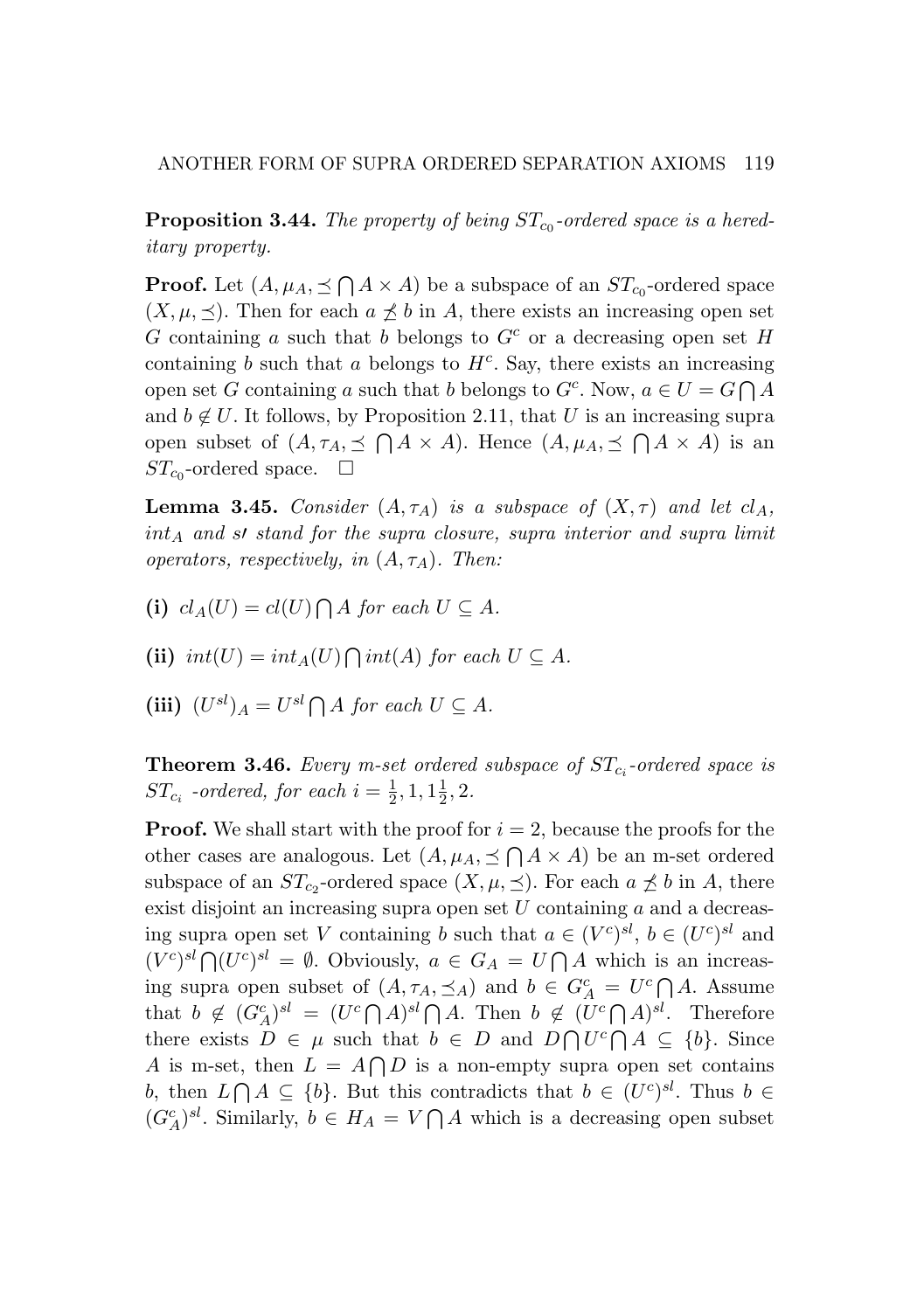**Proposition 3.44.** *The property of being $ST_{c_0}$-ordered space is a hereditary property.*

**Proof.** Let $(A, \mu_A, \preceq \bigcap A \times A)$ be a subspace of an $ST_{c_0}$-ordered space $(X, \mu, \preceq)$. Then for each $a \not\preceq b$ in $A$, there exists an increasing open set $G$ containing $a$ such that $b$ belongs to $G^c$ or a decreasing open set $H$ containing $b$ such that $a$ belongs to $H^c$. Say, there exists an increasing open set $G$ containing $a$ such that $b$ belongs to $G^c$. Now, $a \in U = G \bigcap A$ and $b \notin U$. It follows, by Proposition 2.11, that $U$ is an increasing supra open subset of $(A, \tau_A, \preceq \bigcap A \times A)$. Hence $(A, \mu_A, \preceq \bigcap A \times A)$ is an $ST_{c_0}$-ordered space. $\square$

**Lemma 3.45.** *Consider $(A, \tau_A)$ is a subspace of $(X, \tau)$ and let $cl_A$, $int_A$ and $sl$ stand for the supra closure, supra interior and supra limit operators, respectively, in $(A, \tau_A)$. Then:*

**(i)** *$cl_A(U) = cl(U) \bigcap A$ for each $U \subseteq A$.*

**(ii)** *$int(U) = int_A(U) \bigcap int(A)$ for each $U \subseteq A$.*

**(iii)** *$(U^{sl})_A = U^{sl} \bigcap A$ for each $U \subseteq A$.*

**Theorem 3.46.** *Every m-set ordered subspace of $ST_{c_i}$-ordered space is $ST_{c_i}$ -ordered, for each $i = \frac{1}{2}, 1, 1\frac{1}{2}, 2$.*

**Proof.** We shall start with the proof for $i = 2$, because the proofs for the other cases are analogous. Let $(A, \mu_A, \preceq \bigcap A \times A)$ be an m-set ordered subspace of an $ST_{c_2}$-ordered space $(X, \mu, \preceq)$. For each $a \not\preceq b$ in $A$, there exist disjoint an increasing supra open set $U$ containing $a$ and a decreasing supra open set $V$ containing $b$ such that $a \in (V^c)^{sl}$, $b \in (U^c)^{sl}$ and $(V^c)^{sl} \bigcap (U^c)^{sl} = \emptyset$. Obviously, $a \in G_A = U \bigcap A$ which is an increasing supra open subset of $(A, \tau_A, \preceq_A)$ and $b \in G_A^c = U^c \bigcap A$. Assume that $b \notin (G_A^c)^{sl} = (U^c \bigcap A)^{sl} \bigcap A$. Then $b \notin (U^c \bigcap A)^{sl}$. Therefore there exists $D \in \mu$ such that $b \in D$ and $D \bigcap U^c \bigcap A \subseteq \{b\}$. Since $A$ is m-set, then $L = A \bigcap D$ is a non-empty supra open set contains $b$, then $L \bigcap A \subseteq \{b\}$. But this contradicts that $b \in (U^c)^{sl}$. Thus $b \in (G_A^c)^{sl}$. Similarly, $b \in H_A = V \bigcap A$ which is a decreasing open subset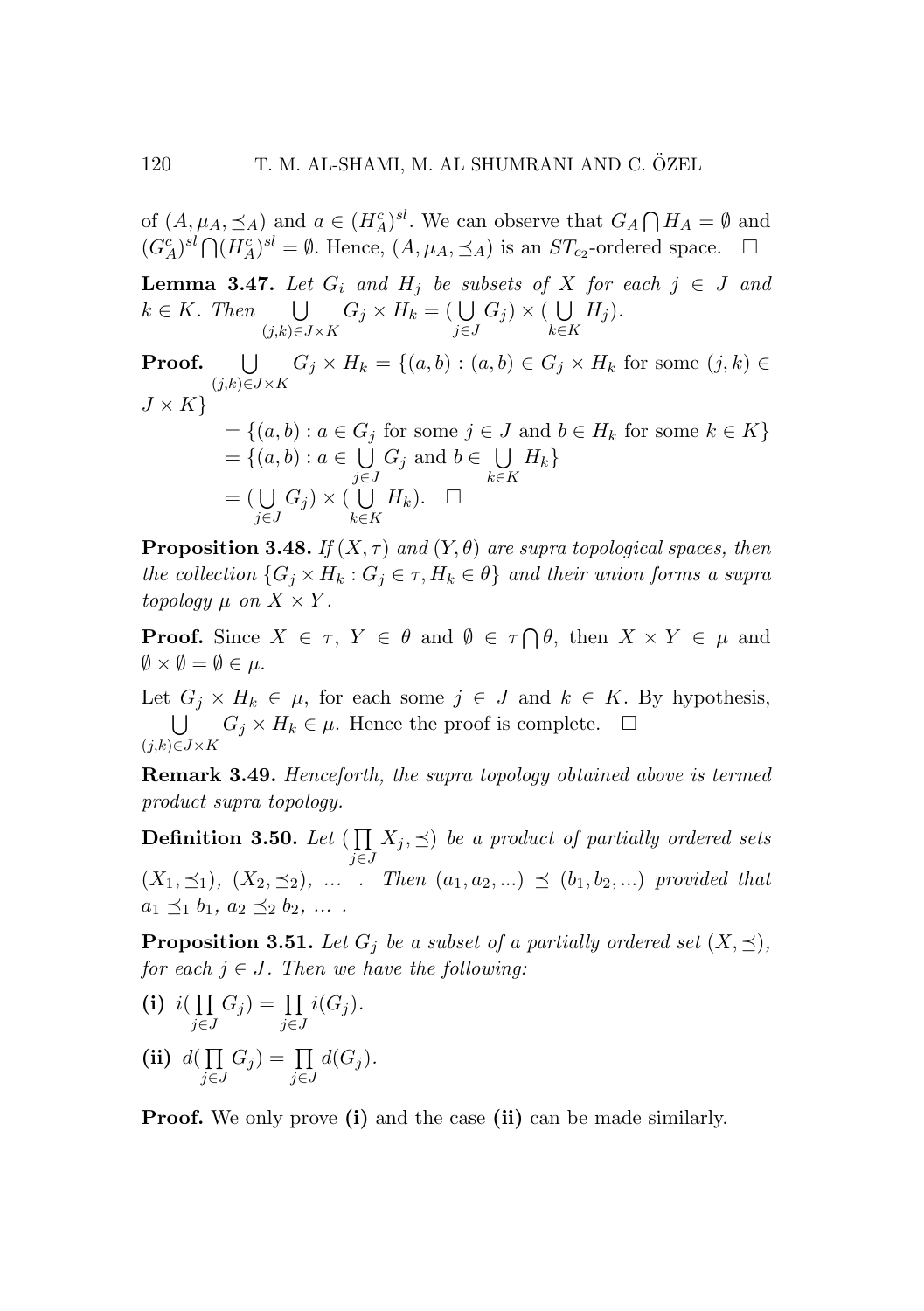of $(A, \mu_A, \preceq_A)$ and $a \in (H^c_A)^{sl}$. We can observe that $G_A \bigcap H_A = \emptyset$ and $(G^c_A)^{sl} \bigcap (H^c_A)^{sl} = \emptyset$. Hence, $(A, \mu_A, \preceq_A)$ is an $ST_{c_2}$-ordered space. $\square$

**Lemma 3.47.** *Let $G_i$ and $H_j$ be subsets of $X$ for each $j \in J$ and $k \in K$. Then* $\bigcup\limits_{(j,k)\in J\times K} G_j \times H_k = (\bigcup\limits_{j\in J} G_j) \times (\bigcup\limits_{k\in K} H_j)$.

**Proof.** $\bigcup\limits_{(j,k)\in J\times K} G_j \times H_k = \{(a, b) : (a, b) \in G_j \times H_k$ for some $(j, k) \in J \times K\}$

$= \{(a, b) : a \in G_j$ for some $j \in J$ and $b \in H_k$ for some $k \in K\}$
$= \{(a, b) : a \in \bigcup\limits_{j\in J} G_j$ and $b \in \bigcup\limits_{k\in K} H_k\}$
$= (\bigcup\limits_{j\in J} G_j) \times (\bigcup\limits_{k\in K} H_k)$. $\square$

**Proposition 3.48.** *If $(X, \tau)$ and $(Y, \theta)$ are supra topological spaces, then the collection $\{G_j \times H_k : G_j \in \tau, H_k \in \theta\}$ and their union forms a supra topology $\mu$ on $X \times Y$.*

**Proof.** Since $X \in \tau$, $Y \in \theta$ and $\emptyset \in \tau \bigcap \theta$, then $X \times Y \in \mu$ and $\emptyset \times \emptyset = \emptyset \in \mu$.

Let $G_j \times H_k \in \mu$, for each some $j \in J$ and $k \in K$. By hypothesis, $\bigcup\limits_{(j,k)\in J\times K} G_j \times H_k \in \mu$. Hence the proof is complete. $\square$

**Remark 3.49.** *Henceforth, the supra topology obtained above is termed product supra topology.*

**Definition 3.50.** *Let $(\prod\limits_{j\in J} X_j, \preceq)$ be a product of partially ordered sets $(X_1, \preceq_1)$, $(X_2, \preceq_2)$, ... . Then $(a_1, a_2, ...) \preceq (b_1, b_2, ...)$ provided that $a_1 \preceq_1 b_1$, $a_2 \preceq_2 b_2$, ... .*

**Proposition 3.51.** *Let $G_j$ be a subset of a partially ordered set $(X, \preceq)$, for each $j \in J$. Then we have the following:*

**(i)** $i(\prod\limits_{j\in J} G_j) = \prod\limits_{j\in J} i(G_j)$.

**(ii)** $d(\prod\limits_{j\in J} G_j) = \prod\limits_{j\in J} d(G_j)$.

**Proof.** We only prove **(i)** and the case **(ii)** can be made similarly.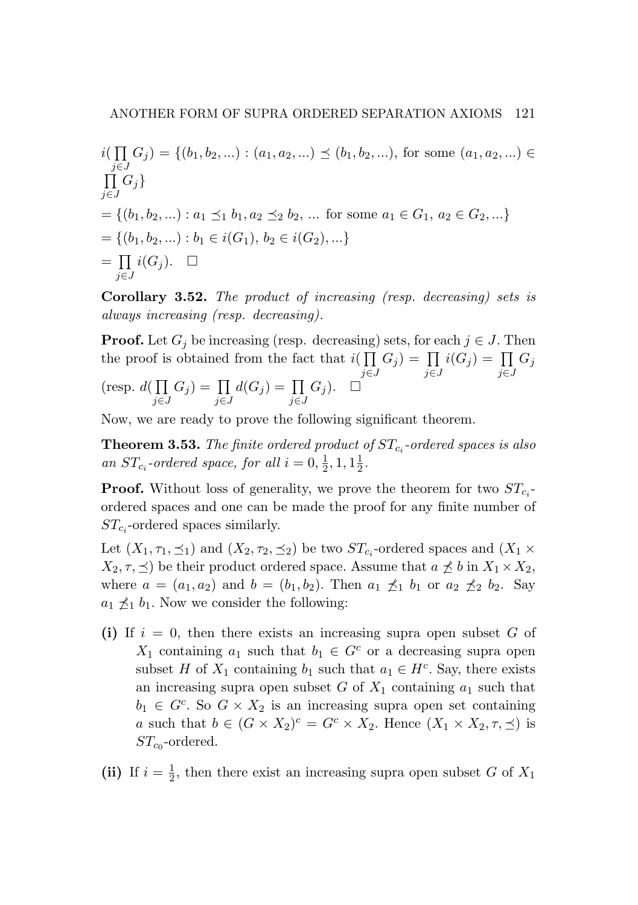$i(\prod_{j\in J} G_j) = \{(b_1, b_2, ...) : (a_1, a_2, ...) \preceq (b_1, b_2, ...)$, for some $(a_1, a_2, ...) \in \prod_{j\in J} G_j\}$

$= \{(b_1, b_2, ...) : a_1 \preceq_1 b_1, a_2 \preceq_2 b_2,$ ... for some $a_1 \in G_1,\ a_2 \in G_2, ...\}$

$= \{(b_1, b_2, ...) : b_1 \in i(G_1),\ b_2 \in i(G_2), ...\}$

$= \prod_{j\in J} i(G_j)$. □

**Corollary 3.52.** *The product of increasing (resp. decreasing) sets is always increasing (resp. decreasing).*

**Proof.** Let $G_j$ be increasing (resp. decreasing) sets, for each $j \in J$. Then the proof is obtained from the fact that $i(\prod_{j\in J} G_j) = \prod_{j\in J} i(G_j) = \prod_{j\in J} G_j$ (resp. $d(\prod_{j\in J} G_j) = \prod_{j\in J} d(G_j) = \prod_{j\in J} G_j$). □

Now, we are ready to prove the following significant theorem.

**Theorem 3.53.** *The finite ordered product of $ST_{c_i}$-ordered spaces is also an $ST_{c_i}$-ordered space, for all $i = 0, \frac{1}{2}, 1, 1\frac{1}{2}$.*

**Proof.** Without loss of generality, we prove the theorem for two $ST_{c_i}$-ordered spaces and one can be made the proof for any finite number of $ST_{c_i}$-ordered spaces similarly.

Let $(X_1, \tau_1, \preceq_1)$ and $(X_2, \tau_2, \preceq_2)$ be two $ST_{c_i}$-ordered spaces and $(X_1 \times X_2, \tau, \preceq)$ be their product ordered space. Assume that $a \npreceq b$ in $X_1 \times X_2$, where $a = (a_1, a_2)$ and $b = (b_1, b_2)$. Then $a_1 \npreceq_1 b_1$ or $a_2 \npreceq_2 b_2$. Say $a_1 \npreceq_1 b_1$. Now we consider the following:

**(i)** If $i = 0$, then there exists an increasing supra open subset $G$ of $X_1$ containing $a_1$ such that $b_1 \in G^c$ or a decreasing supra open subset $H$ of $X_1$ containing $b_1$ such that $a_1 \in H^c$. Say, there exists an increasing supra open subset $G$ of $X_1$ containing $a_1$ such that $b_1 \in G^c$. So $G \times X_2$ is an increasing supra open set containing $a$ such that $b \in (G \times X_2)^c = G^c \times X_2$. Hence $(X_1 \times X_2, \tau, \preceq)$ is $ST_{c_0}$-ordered.

**(ii)** If $i = \frac{1}{2}$, then there exist an increasing supra open subset $G$ of $X_1$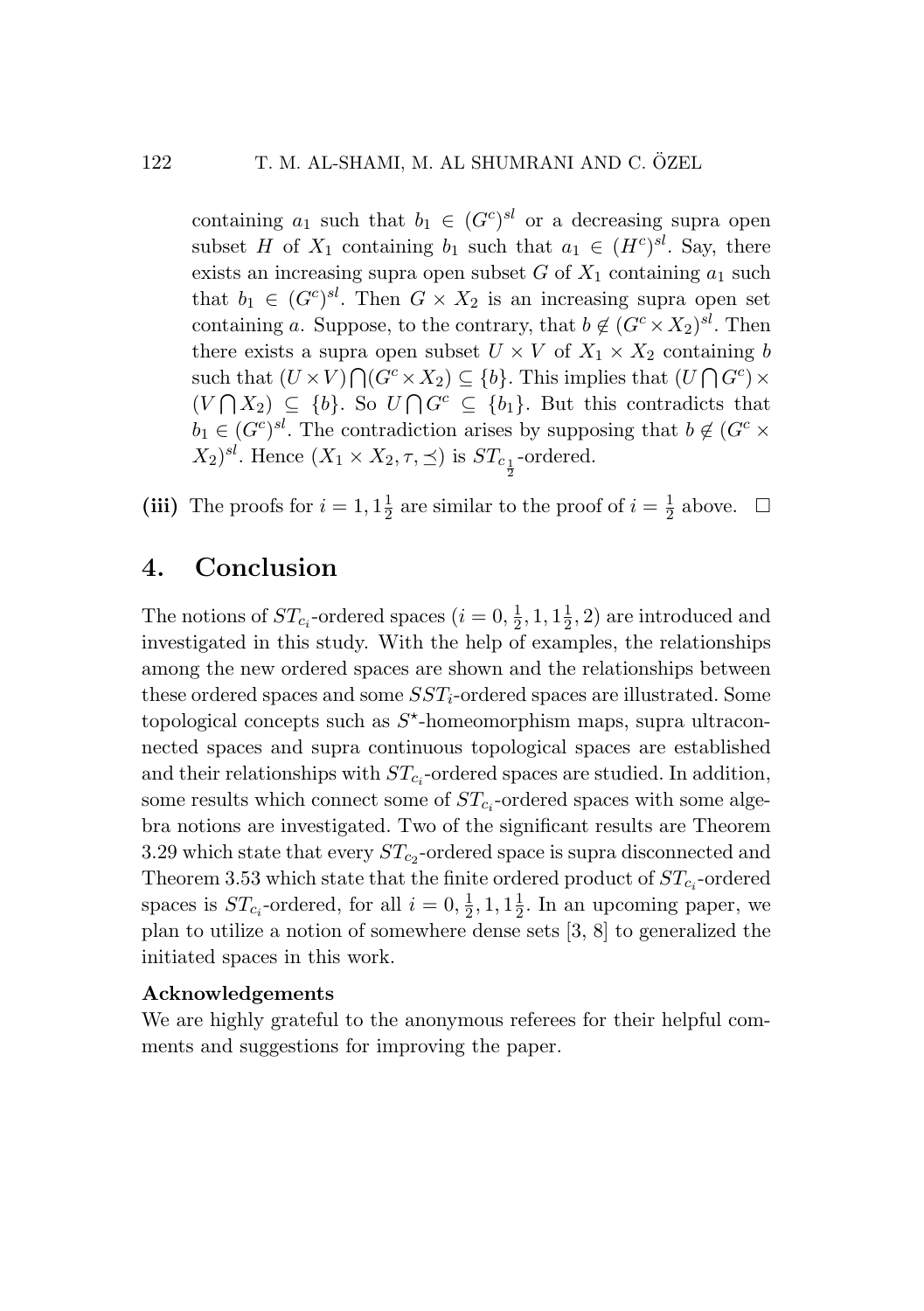containing $a_1$ such that $b_1 \in (G^c)^{sl}$ or a decreasing supra open subset $H$ of $X_1$ containing $b_1$ such that $a_1 \in (H^c)^{sl}$. Say, there exists an increasing supra open subset $G$ of $X_1$ containing $a_1$ such that $b_1 \in (G^c)^{sl}$. Then $G \times X_2$ is an increasing supra open set containing $a$. Suppose, to the contrary, that $b \notin (G^c \times X_2)^{sl}$. Then there exists a supra open subset $U \times V$ of $X_1 \times X_2$ containing $b$ such that $(U \times V) \bigcap (G^c \times X_2) \subseteq \{b\}$. This implies that $(U \bigcap G^c) \times (V \bigcap X_2) \subseteq \{b\}$. So $U \bigcap G^c \subseteq \{b_1\}$. But this contradicts that $b_1 \in (G^c)^{sl}$. The contradiction arises by supposing that $b \notin (G^c \times X_2)^{sl}$. Hence $(X_1 \times X_2, \tau, \preceq)$ is $ST_{c_{\frac{1}{2}}}$-ordered.

**(iii)** The proofs for $i = 1, 1\frac{1}{2}$ are similar to the proof of $i = \frac{1}{2}$ above. $\square$

## 4. Conclusion

The notions of $ST_{c_i}$-ordered spaces ($i = 0, \frac{1}{2}, 1, 1\frac{1}{2}, 2$) are introduced and investigated in this study. With the help of examples, the relationships among the new ordered spaces are shown and the relationships between these ordered spaces and some $SST_i$-ordered spaces are illustrated. Some topological concepts such as $S^\star$-homeomorphism maps, supra ultraconnected spaces and supra continuous topological spaces are established and their relationships with $ST_{c_i}$-ordered spaces are studied. In addition, some results which connect some of $ST_{c_i}$-ordered spaces with some algebra notions are investigated. Two of the significant results are Theorem 3.29 which state that every $ST_{c_2}$-ordered space is supra disconnected and Theorem 3.53 which state that the finite ordered product of $ST_{c_i}$-ordered spaces is $ST_{c_i}$-ordered, for all $i = 0, \frac{1}{2}, 1, 1\frac{1}{2}$. In an upcoming paper, we plan to utilize a notion of somewhere dense sets [3, 8] to generalized the initiated spaces in this work.

**Acknowledgements**

We are highly grateful to the anonymous referees for their helpful comments and suggestions for improving the paper.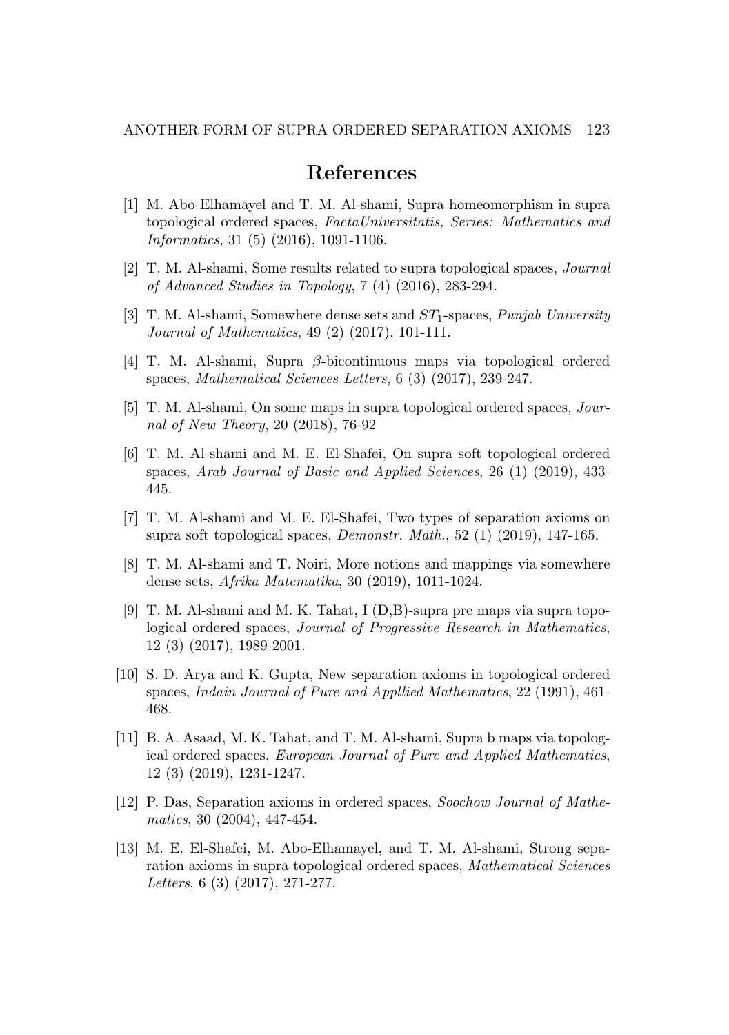## References

[1] M. Abo-Elhamayel and T. M. Al-shami, Supra homeomorphism in supra topological ordered spaces, *FactaUniversitatis, Series: Mathematics and Informatics*, 31 (5) (2016), 1091-1106.

[2] T. M. Al-shami, Some results related to supra topological spaces, *Journal of Advanced Studies in Topology*, 7 (4) (2016), 283-294.

[3] T. M. Al-shami, Somewhere dense sets and $ST_1$-spaces, *Punjab University Journal of Mathematics*, 49 (2) (2017), 101-111.

[4] T. M. Al-shami, Supra $\beta$-bicontinuous maps via topological ordered spaces, *Mathematical Sciences Letters*, 6 (3) (2017), 239-247.

[5] T. M. Al-shami, On some maps in supra topological ordered spaces, *Journal of New Theory*, 20 (2018), 76-92

[6] T. M. Al-shami and M. E. El-Shafei, On supra soft topological ordered spaces, *Arab Journal of Basic and Applied Sciences*, 26 (1) (2019), 433-445.

[7] T. M. Al-shami and M. E. El-Shafei, Two types of separation axioms on supra soft topological spaces, *Demonstr. Math.*, 52 (1) (2019), 147-165.

[8] T. M. Al-shami and T. Noiri, More notions and mappings via somewhere dense sets, *Afrika Matematika*, 30 (2019), 1011-1024.

[9] T. M. Al-shami and M. K. Tahat, I (D,B)-supra pre maps via supra topological ordered spaces, *Journal of Progressive Research in Mathematics*, 12 (3) (2017), 1989-2001.

[10] S. D. Arya and K. Gupta, New separation axioms in topological ordered spaces, *Indain Journal of Pure and Appllied Mathematics*, 22 (1991), 461-468.

[11] B. A. Asaad, M. K. Tahat, and T. M. Al-shami, Supra b maps via topological ordered spaces, *European Journal of Pure and Applied Mathematics*, 12 (3) (2019), 1231-1247.

[12] P. Das, Separation axioms in ordered spaces, *Soochow Journal of Mathematics*, 30 (2004), 447-454.

[13] M. E. El-Shafei, M. Abo-Elhamayel, and T. M. Al-shami, Strong separation axioms in supra topological ordered spaces, *Mathematical Sciences Letters*, 6 (3) (2017), 271-277.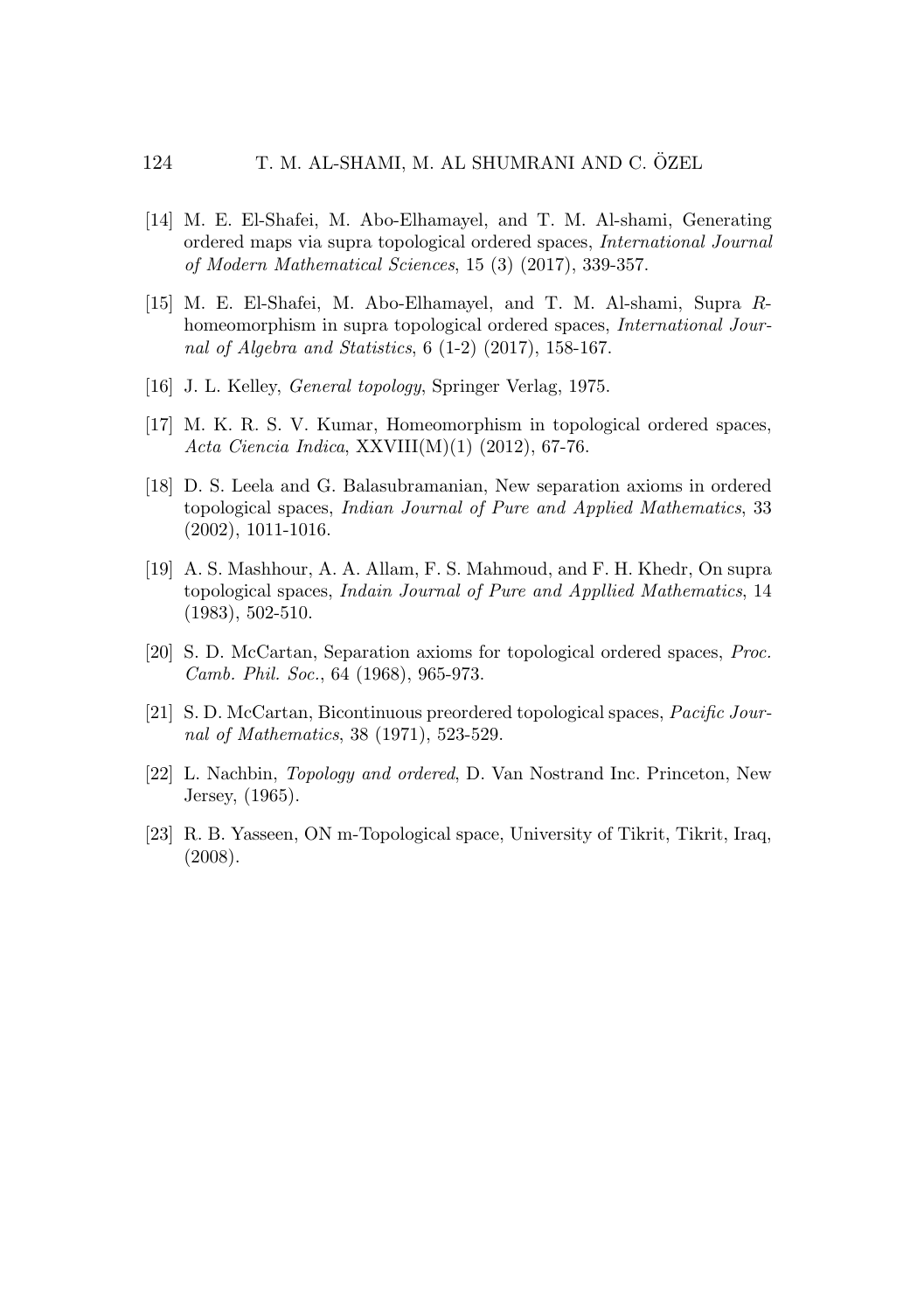[14] M. E. El-Shafei, M. Abo-Elhamayel, and T. M. Al-shami, Generating ordered maps via supra topological ordered spaces, *International Journal of Modern Mathematical Sciences*, 15 (3) (2017), 339-357.

[15] M. E. El-Shafei, M. Abo-Elhamayel, and T. M. Al-shami, Supra *R*-homeomorphism in supra topological ordered spaces, *International Journal of Algebra and Statistics*, 6 (1-2) (2017), 158-167.

[16] J. L. Kelley, *General topology*, Springer Verlag, 1975.

[17] M. K. R. S. V. Kumar, Homeomorphism in topological ordered spaces, *Acta Ciencia Indica*, XXVIII(M)(1) (2012), 67-76.

[18] D. S. Leela and G. Balasubramanian, New separation axioms in ordered topological spaces, *Indian Journal of Pure and Applied Mathematics*, 33 (2002), 1011-1016.

[19] A. S. Mashhour, A. A. Allam, F. S. Mahmoud, and F. H. Khedr, On supra topological spaces, *Indain Journal of Pure and Appllied Mathematics*, 14 (1983), 502-510.

[20] S. D. McCartan, Separation axioms for topological ordered spaces, *Proc. Camb. Phil. Soc.*, 64 (1968), 965-973.

[21] S. D. McCartan, Bicontinuous preordered topological spaces, *Pacific Journal of Mathematics*, 38 (1971), 523-529.

[22] L. Nachbin, *Topology and ordered*, D. Van Nostrand Inc. Princeton, New Jersey, (1965).

[23] R. B. Yasseen, ON m-Topological space, University of Tikrit, Tikrit, Iraq, (2008).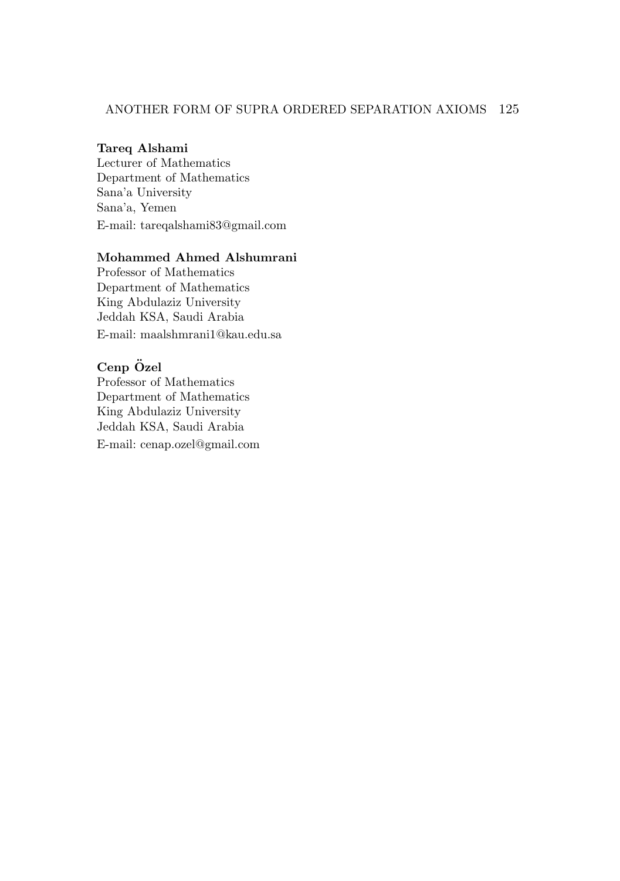**Tareq Alshami**
Lecturer of Mathematics
Department of Mathematics
Sana'a University
Sana'a, Yemen
E-mail: tareqalshami83@gmail.com

**Mohammed Ahmed Alshumrani**
Professor of Mathematics
Department of Mathematics
King Abdulaziz University
Jeddah KSA, Saudi Arabia
E-mail: maalshmrani1@kau.edu.sa

**Cenp Özel**
Professor of Mathematics
Department of Mathematics
King Abdulaziz University
Jeddah KSA, Saudi Arabia
E-mail: cenap.ozel@gmail.com